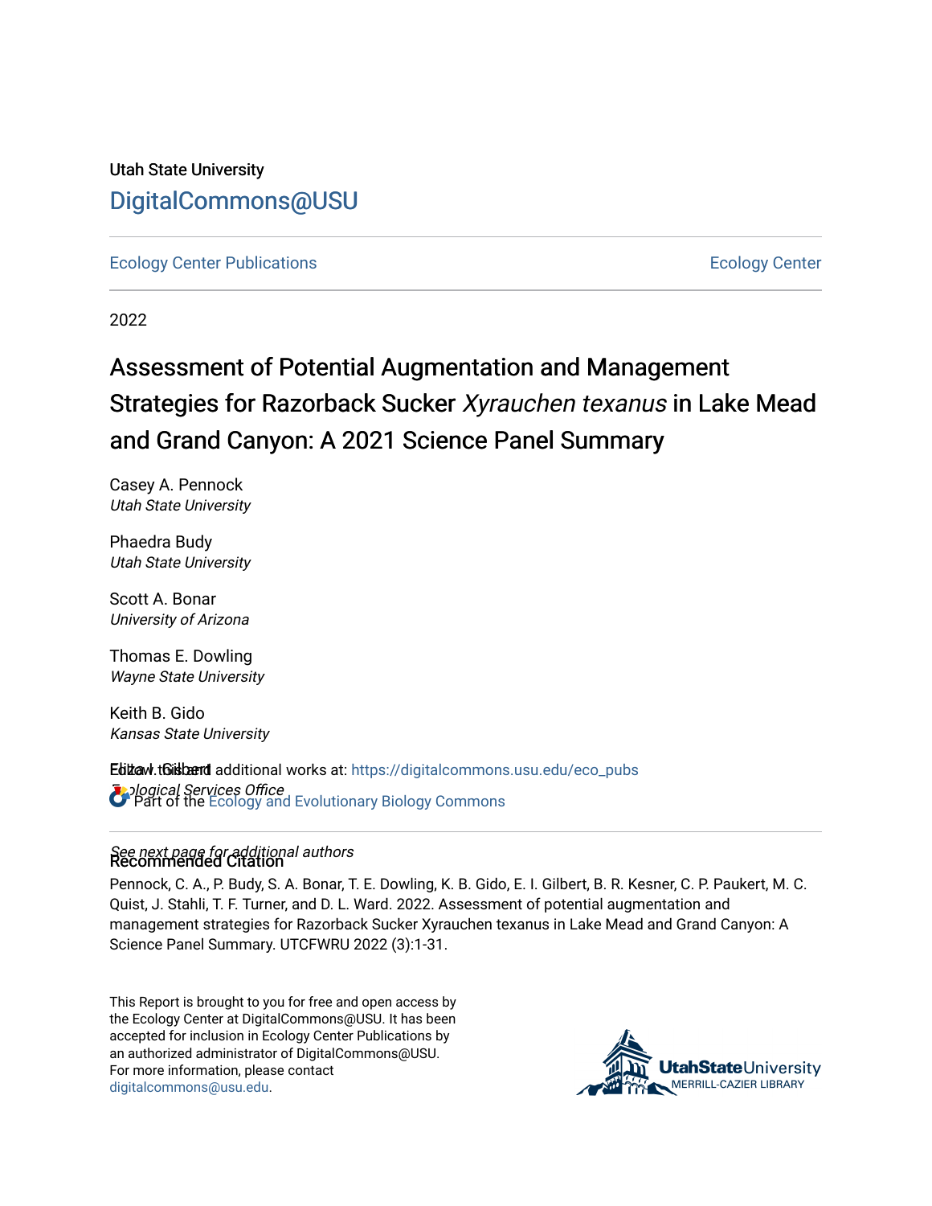Utah State University

DigitalCommons@USU

Ecology Center Publications

Ecology Center

2022

# Assessment of Potential Augmentation and Management Strategies for Razorback Sucker *Xyrauchen texanus* in Lake Mead and Grand Canyon: A 2021 Science Panel Summary

Casey A. Pennock
*Utah State University*

Phaedra Budy
*Utah State University*

Scott A. Bonar
*University of Arizona*

Thomas E. Dowling
*Wayne State University*

Keith B. Gido
*Kansas State University*

Eliza I. Gilbert
*Ecological Services Office*

*See next page for additional authors*

Follow this and additional works at: https://digitalcommons.usu.edu/eco_pubs

Part of the Ecology and Evolutionary Biology Commons

## Recommended Citation

Pennock, C. A., P. Budy, S. A. Bonar, T. E. Dowling, K. B. Gido, E. I. Gilbert, B. R. Kesner, C. P. Paukert, M. C. Quist, J. Stahli, T. F. Turner, and D. L. Ward. 2022. Assessment of potential augmentation and management strategies for Razorback Sucker Xyrauchen texanus in Lake Mead and Grand Canyon: A Science Panel Summary. UTCFWRU 2022 (3):1-31.

This Report is brought to you for free and open access by the Ecology Center at DigitalCommons@USU. It has been accepted for inclusion in Ecology Center Publications by an authorized administrator of DigitalCommons@USU. For more information, please contact digitalcommons@usu.edu.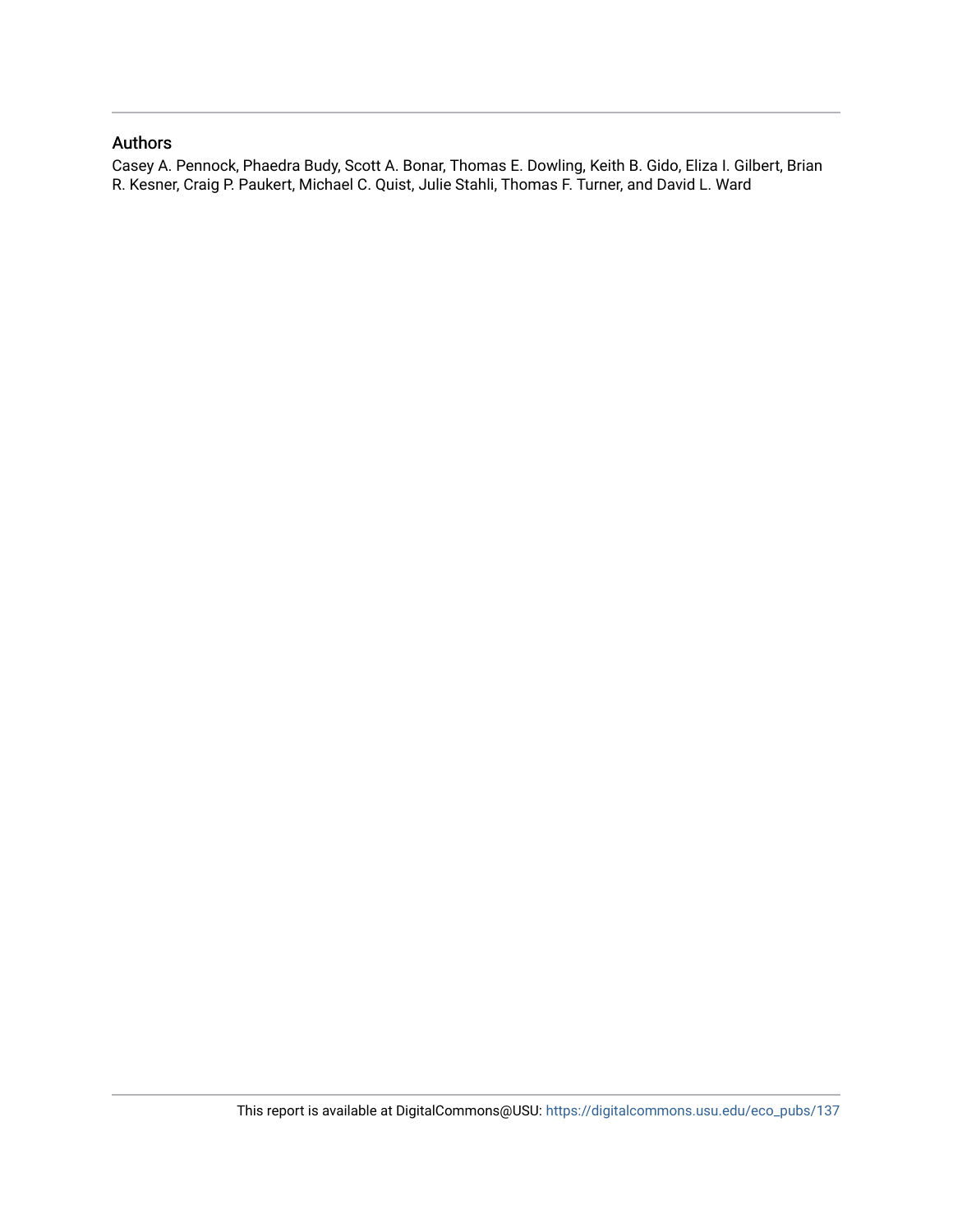## Authors

Casey A. Pennock, Phaedra Budy, Scott A. Bonar, Thomas E. Dowling, Keith B. Gido, Eliza I. Gilbert, Brian R. Kesner, Craig P. Paukert, Michael C. Quist, Julie Stahli, Thomas F. Turner, and David L. Ward

This report is available at DigitalCommons@USU: https://digitalcommons.usu.edu/eco_pubs/137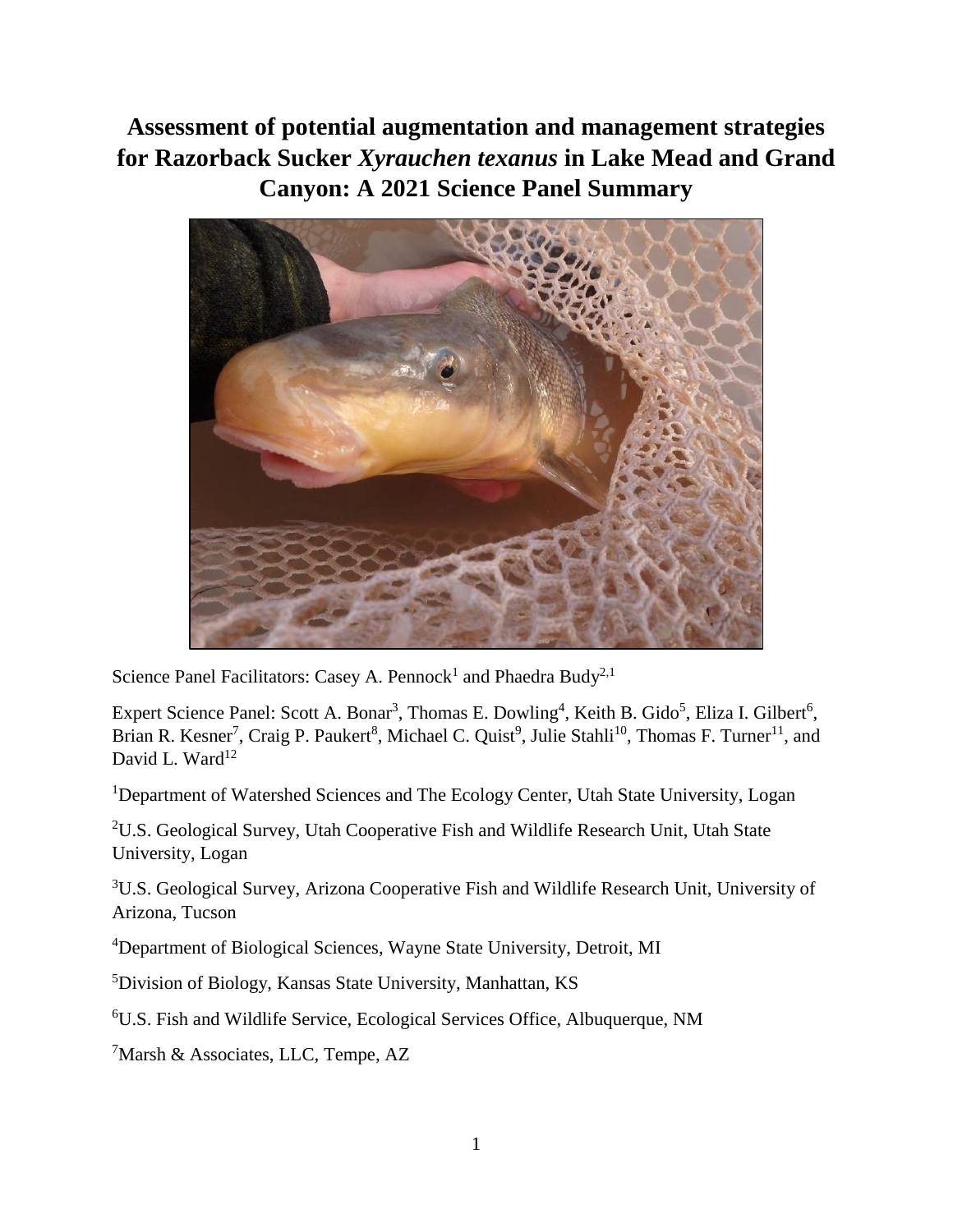# Assessment of potential augmentation and management strategies for Razorback Sucker *Xyrauchen texanus* in Lake Mead and Grand Canyon: A 2021 Science Panel Summary

Science Panel Facilitators: Casey A. Pennock[1] and Phaedra Budy[2,1]

Expert Science Panel: Scott A. Bonar[3], Thomas E. Dowling[4], Keith B. Gido[5], Eliza I. Gilbert[6], Brian R. Kesner[7], Craig P. Paukert[8], Michael C. Quist[9], Julie Stahli[10], Thomas F. Turner[11], and David L. Ward[12]

[1]Department of Watershed Sciences and The Ecology Center, Utah State University, Logan

[2]U.S. Geological Survey, Utah Cooperative Fish and Wildlife Research Unit, Utah State University, Logan

[3]U.S. Geological Survey, Arizona Cooperative Fish and Wildlife Research Unit, University of Arizona, Tucson

[4]Department of Biological Sciences, Wayne State University, Detroit, MI

[5]Division of Biology, Kansas State University, Manhattan, KS

[6]U.S. Fish and Wildlife Service, Ecological Services Office, Albuquerque, NM

[7]Marsh & Associates, LLC, Tempe, AZ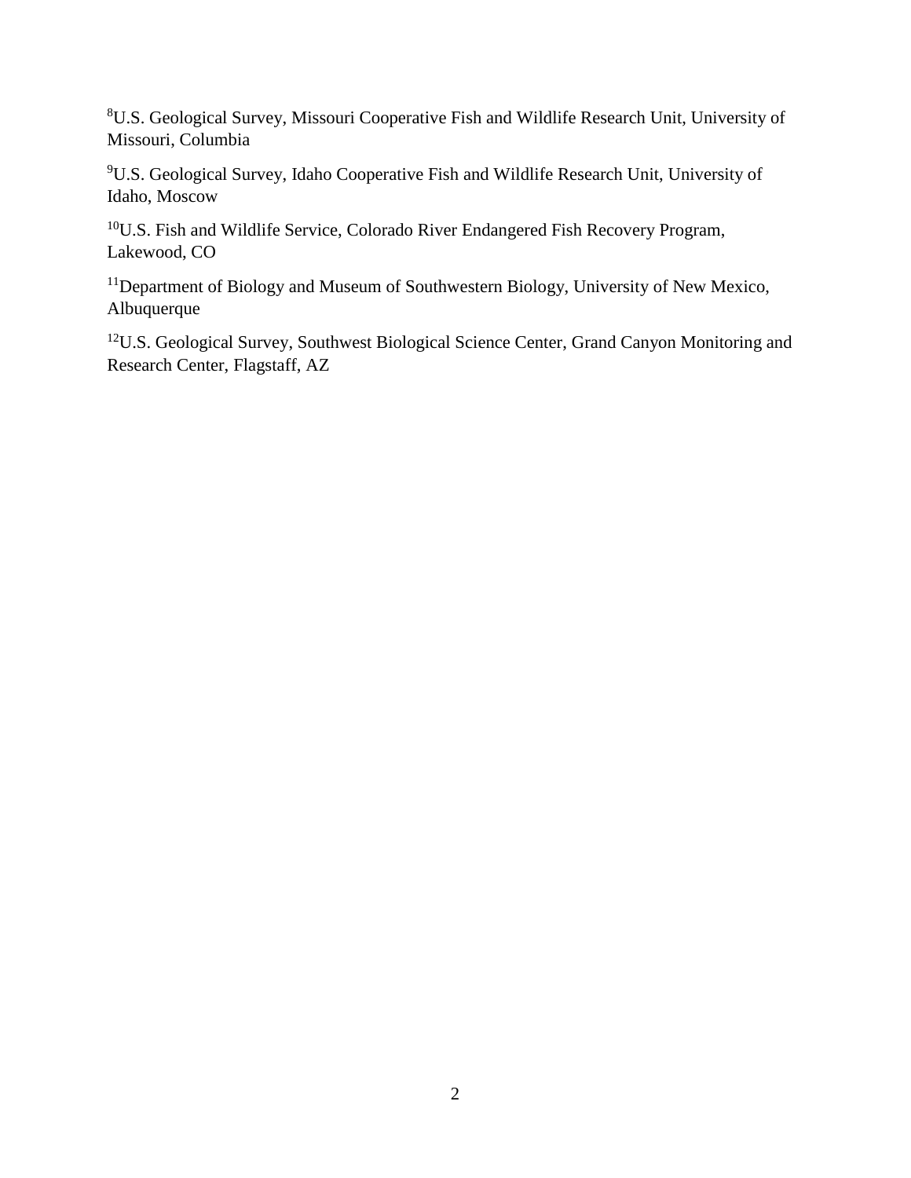[8]U.S. Geological Survey, Missouri Cooperative Fish and Wildlife Research Unit, University of Missouri, Columbia

[9]U.S. Geological Survey, Idaho Cooperative Fish and Wildlife Research Unit, University of Idaho, Moscow

[10]U.S. Fish and Wildlife Service, Colorado River Endangered Fish Recovery Program, Lakewood, CO

[11]Department of Biology and Museum of Southwestern Biology, University of New Mexico, Albuquerque

[12]U.S. Geological Survey, Southwest Biological Science Center, Grand Canyon Monitoring and Research Center, Flagstaff, AZ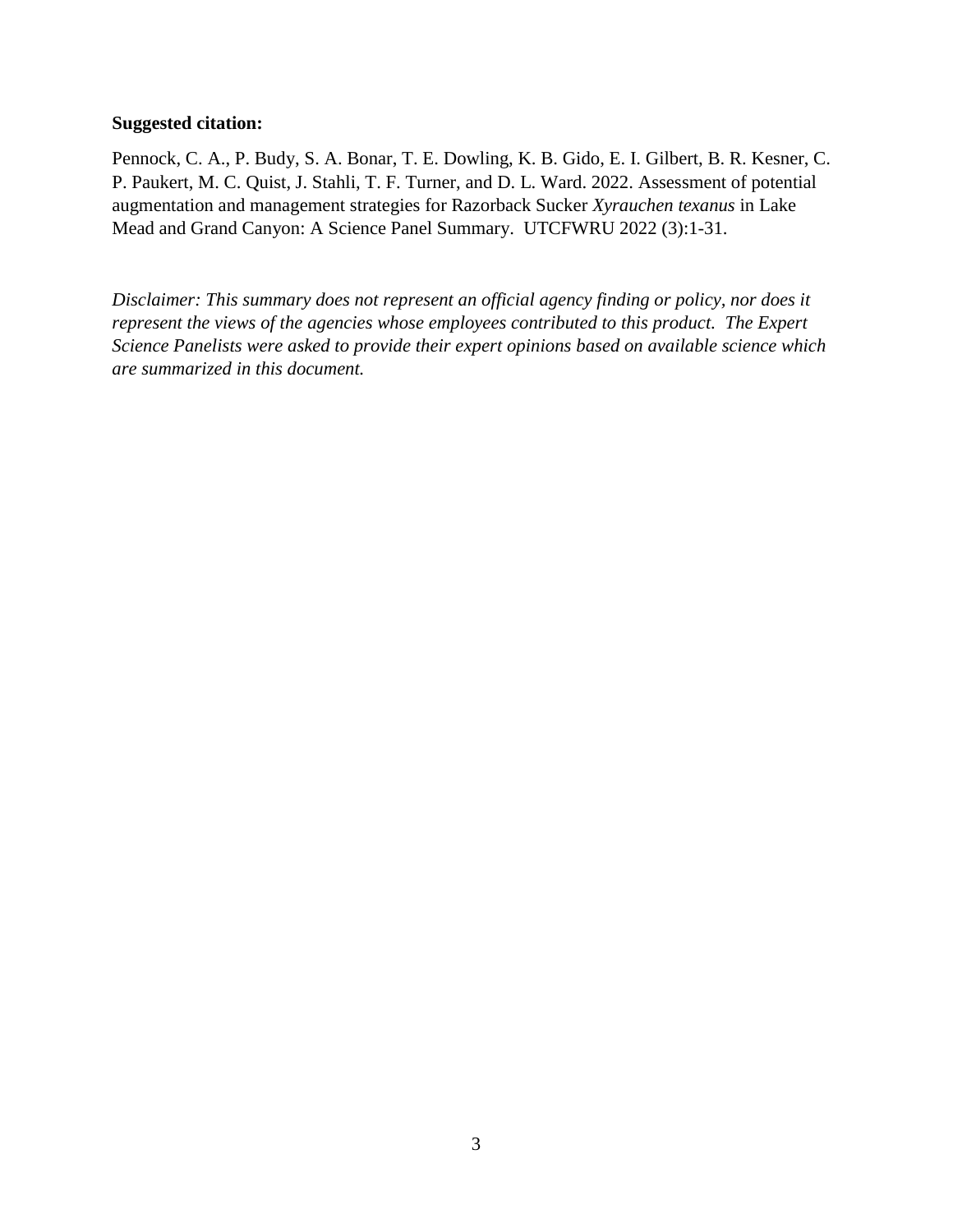**Suggested citation:**

Pennock, C. A., P. Budy, S. A. Bonar, T. E. Dowling, K. B. Gido, E. I. Gilbert, B. R. Kesner, C. P. Paukert, M. C. Quist, J. Stahli, T. F. Turner, and D. L. Ward. 2022. Assessment of potential augmentation and management strategies for Razorback Sucker *Xyrauchen texanus* in Lake Mead and Grand Canyon: A Science Panel Summary. UTCFWRU 2022 (3):1-31.

*Disclaimer: This summary does not represent an official agency finding or policy, nor does it represent the views of the agencies whose employees contributed to this product. The Expert Science Panelists were asked to provide their expert opinions based on available science which are summarized in this document.*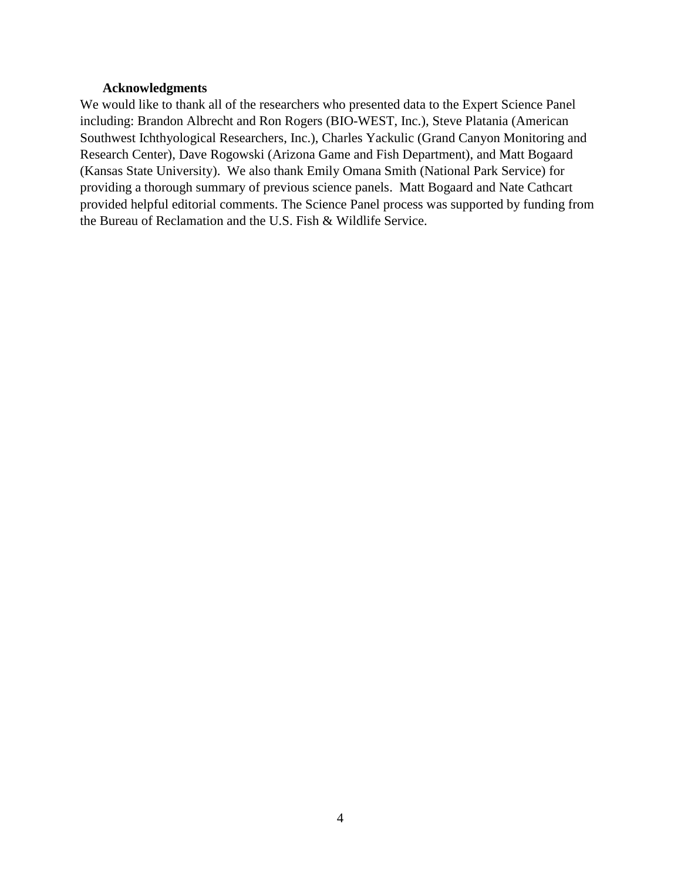## Acknowledgments

We would like to thank all of the researchers who presented data to the Expert Science Panel including: Brandon Albrecht and Ron Rogers (BIO-WEST, Inc.), Steve Platania (American Southwest Ichthyological Researchers, Inc.), Charles Yackulic (Grand Canyon Monitoring and Research Center), Dave Rogowski (Arizona Game and Fish Department), and Matt Bogaard (Kansas State University). We also thank Emily Omana Smith (National Park Service) for providing a thorough summary of previous science panels. Matt Bogaard and Nate Cathcart provided helpful editorial comments. The Science Panel process was supported by funding from the Bureau of Reclamation and the U.S. Fish & Wildlife Service.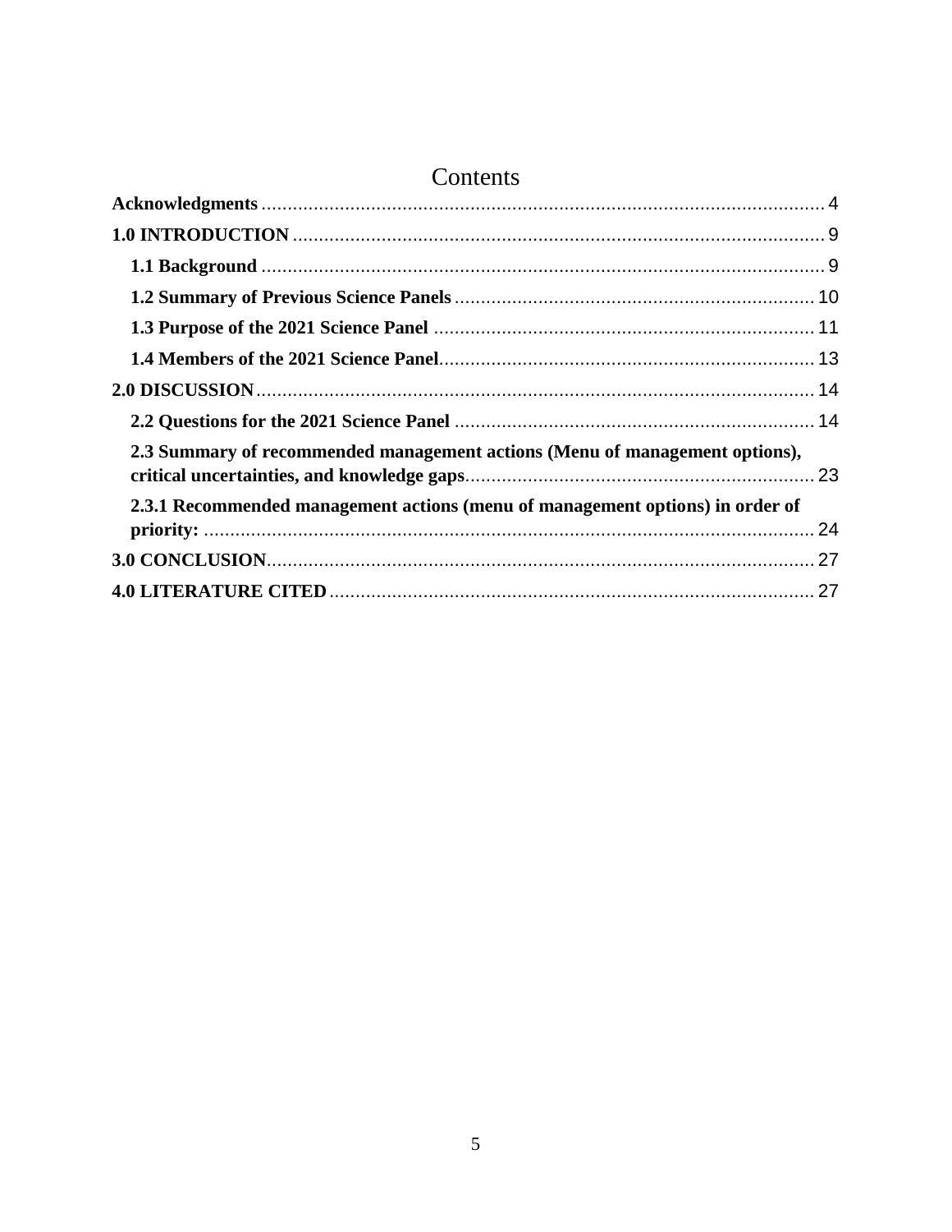# Contents

**Acknowledgments** ........................................................................................................... 4

**1.0 INTRODUCTION** ..................................................................................................... 9

**1.1 Background** ........................................................................................................... 9

**1.2 Summary of Previous Science Panels** .................................................................... 10

**1.3 Purpose of the 2021 Science Panel** ........................................................................ 11

**1.4 Members of the 2021 Science Panel**...................................................................... 13

**2.0 DISCUSSION**.......................................................................................................... 14

**2.2 Questions for the 2021 Science Panel** .................................................................... 14

**2.3 Summary of recommended management actions (Menu of management options), critical uncertainties, and knowledge gaps**.................................................................. 23

**2.3.1 Recommended management actions (menu of management options) in order of priority:** ................................................................................................................... 24

**3.0 CONCLUSION**........................................................................................................ 27

**4.0 LITERATURE CITED** ............................................................................................ 27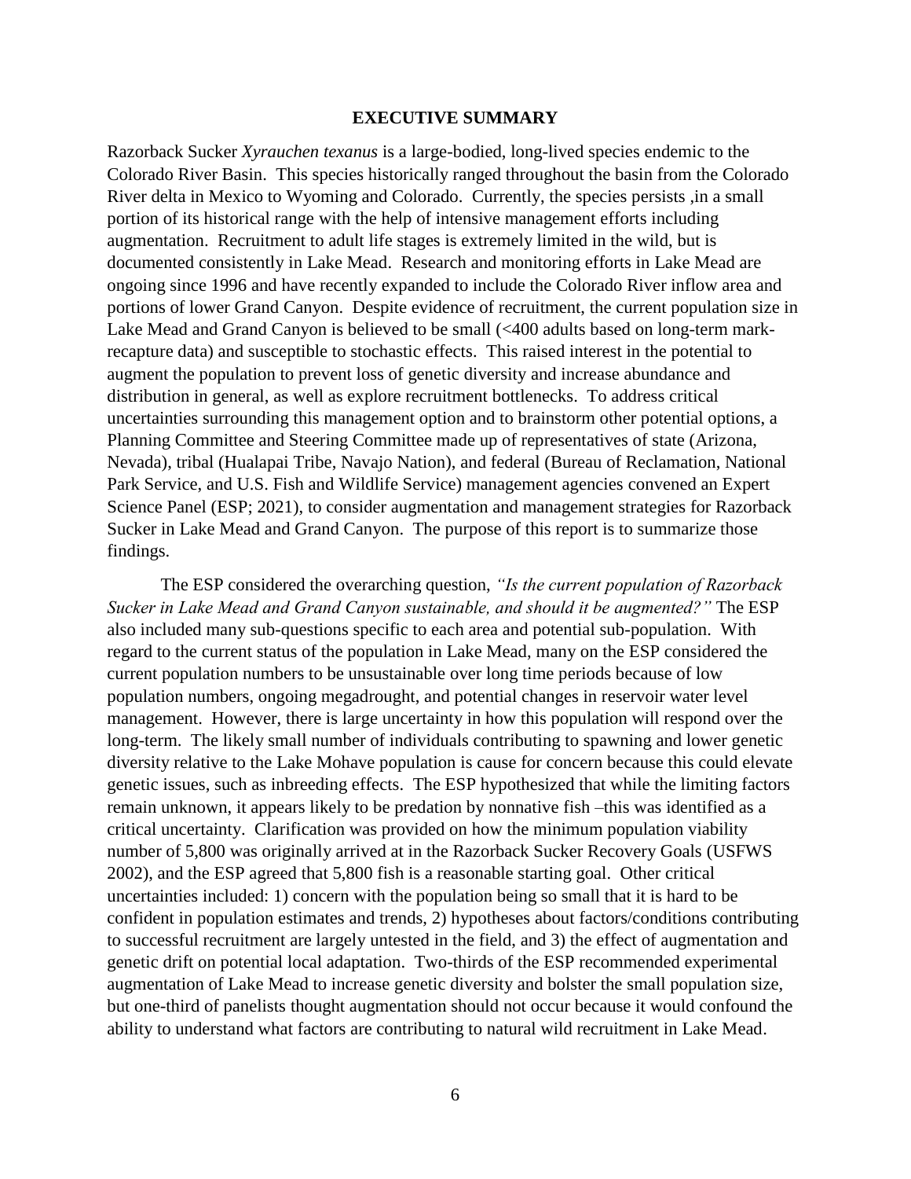## EXECUTIVE SUMMARY

Razorback Sucker *Xyrauchen texanus* is a large-bodied, long-lived species endemic to the Colorado River Basin. This species historically ranged throughout the basin from the Colorado River delta in Mexico to Wyoming and Colorado. Currently, the species persists ,in a small portion of its historical range with the help of intensive management efforts including augmentation. Recruitment to adult life stages is extremely limited in the wild, but is documented consistently in Lake Mead. Research and monitoring efforts in Lake Mead are ongoing since 1996 and have recently expanded to include the Colorado River inflow area and portions of lower Grand Canyon. Despite evidence of recruitment, the current population size in Lake Mead and Grand Canyon is believed to be small (<400 adults based on long-term mark-recapture data) and susceptible to stochastic effects. This raised interest in the potential to augment the population to prevent loss of genetic diversity and increase abundance and distribution in general, as well as explore recruitment bottlenecks. To address critical uncertainties surrounding this management option and to brainstorm other potential options, a Planning Committee and Steering Committee made up of representatives of state (Arizona, Nevada), tribal (Hualapai Tribe, Navajo Nation), and federal (Bureau of Reclamation, National Park Service, and U.S. Fish and Wildlife Service) management agencies convened an Expert Science Panel (ESP; 2021), to consider augmentation and management strategies for Razorback Sucker in Lake Mead and Grand Canyon. The purpose of this report is to summarize those findings.

The ESP considered the overarching question, *"Is the current population of Razorback Sucker in Lake Mead and Grand Canyon sustainable, and should it be augmented?"* The ESP also included many sub-questions specific to each area and potential sub-population. With regard to the current status of the population in Lake Mead, many on the ESP considered the current population numbers to be unsustainable over long time periods because of low population numbers, ongoing megadrought, and potential changes in reservoir water level management. However, there is large uncertainty in how this population will respond over the long-term. The likely small number of individuals contributing to spawning and lower genetic diversity relative to the Lake Mohave population is cause for concern because this could elevate genetic issues, such as inbreeding effects. The ESP hypothesized that while the limiting factors remain unknown, it appears likely to be predation by nonnative fish –this was identified as a critical uncertainty. Clarification was provided on how the minimum population viability number of 5,800 was originally arrived at in the Razorback Sucker Recovery Goals (USFWS 2002), and the ESP agreed that 5,800 fish is a reasonable starting goal. Other critical uncertainties included: 1) concern with the population being so small that it is hard to be confident in population estimates and trends, 2) hypotheses about factors/conditions contributing to successful recruitment are largely untested in the field, and 3) the effect of augmentation and genetic drift on potential local adaptation. Two-thirds of the ESP recommended experimental augmentation of Lake Mead to increase genetic diversity and bolster the small population size, but one-third of panelists thought augmentation should not occur because it would confound the ability to understand what factors are contributing to natural wild recruitment in Lake Mead.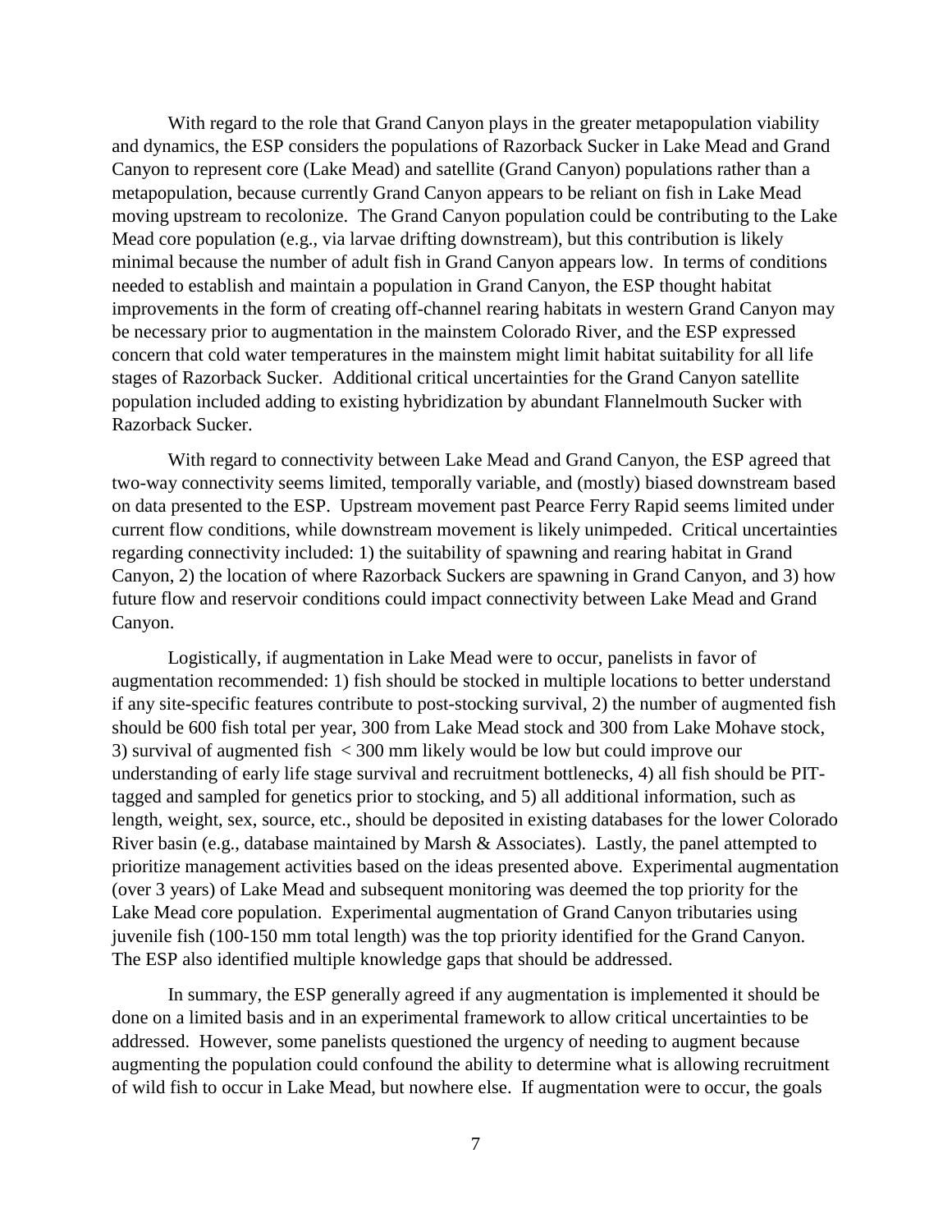With regard to the role that Grand Canyon plays in the greater metapopulation viability and dynamics, the ESP considers the populations of Razorback Sucker in Lake Mead and Grand Canyon to represent core (Lake Mead) and satellite (Grand Canyon) populations rather than a metapopulation, because currently Grand Canyon appears to be reliant on fish in Lake Mead moving upstream to recolonize. The Grand Canyon population could be contributing to the Lake Mead core population (e.g., via larvae drifting downstream), but this contribution is likely minimal because the number of adult fish in Grand Canyon appears low. In terms of conditions needed to establish and maintain a population in Grand Canyon, the ESP thought habitat improvements in the form of creating off-channel rearing habitats in western Grand Canyon may be necessary prior to augmentation in the mainstem Colorado River, and the ESP expressed concern that cold water temperatures in the mainstem might limit habitat suitability for all life stages of Razorback Sucker. Additional critical uncertainties for the Grand Canyon satellite population included adding to existing hybridization by abundant Flannelmouth Sucker with Razorback Sucker.

With regard to connectivity between Lake Mead and Grand Canyon, the ESP agreed that two-way connectivity seems limited, temporally variable, and (mostly) biased downstream based on data presented to the ESP. Upstream movement past Pearce Ferry Rapid seems limited under current flow conditions, while downstream movement is likely unimpeded. Critical uncertainties regarding connectivity included: 1) the suitability of spawning and rearing habitat in Grand Canyon, 2) the location of where Razorback Suckers are spawning in Grand Canyon, and 3) how future flow and reservoir conditions could impact connectivity between Lake Mead and Grand Canyon.

Logistically, if augmentation in Lake Mead were to occur, panelists in favor of augmentation recommended: 1) fish should be stocked in multiple locations to better understand if any site-specific features contribute to post-stocking survival, 2) the number of augmented fish should be 600 fish total per year, 300 from Lake Mead stock and 300 from Lake Mohave stock, 3) survival of augmented fish < 300 mm likely would be low but could improve our understanding of early life stage survival and recruitment bottlenecks, 4) all fish should be PIT-tagged and sampled for genetics prior to stocking, and 5) all additional information, such as length, weight, sex, source, etc., should be deposited in existing databases for the lower Colorado River basin (e.g., database maintained by Marsh & Associates). Lastly, the panel attempted to prioritize management activities based on the ideas presented above. Experimental augmentation (over 3 years) of Lake Mead and subsequent monitoring was deemed the top priority for the Lake Mead core population. Experimental augmentation of Grand Canyon tributaries using juvenile fish (100-150 mm total length) was the top priority identified for the Grand Canyon. The ESP also identified multiple knowledge gaps that should be addressed.

In summary, the ESP generally agreed if any augmentation is implemented it should be done on a limited basis and in an experimental framework to allow critical uncertainties to be addressed. However, some panelists questioned the urgency of needing to augment because augmenting the population could confound the ability to determine what is allowing recruitment of wild fish to occur in Lake Mead, but nowhere else. If augmentation were to occur, the goals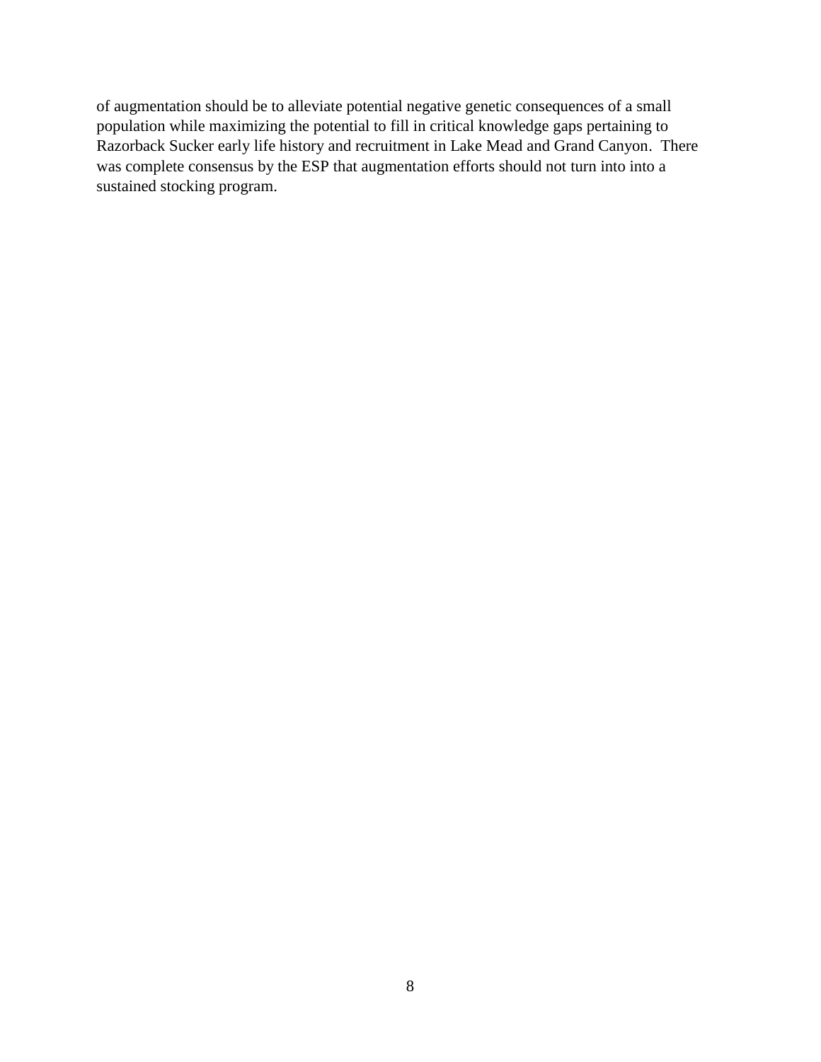of augmentation should be to alleviate potential negative genetic consequences of a small population while maximizing the potential to fill in critical knowledge gaps pertaining to Razorback Sucker early life history and recruitment in Lake Mead and Grand Canyon. There was complete consensus by the ESP that augmentation efforts should not turn into into a sustained stocking program.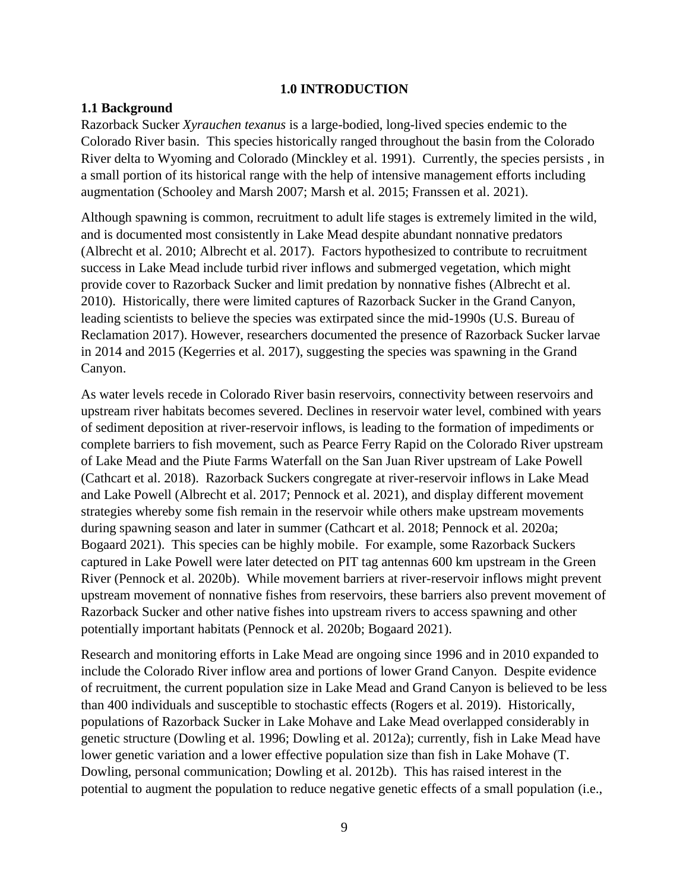# 1.0 INTRODUCTION

## 1.1 Background

Razorback Sucker *Xyrauchen texanus* is a large-bodied, long-lived species endemic to the Colorado River basin. This species historically ranged throughout the basin from the Colorado River delta to Wyoming and Colorado (Minckley et al. 1991). Currently, the species persists , in a small portion of its historical range with the help of intensive management efforts including augmentation (Schooley and Marsh 2007; Marsh et al. 2015; Franssen et al. 2021).

Although spawning is common, recruitment to adult life stages is extremely limited in the wild, and is documented most consistently in Lake Mead despite abundant nonnative predators (Albrecht et al. 2010; Albrecht et al. 2017). Factors hypothesized to contribute to recruitment success in Lake Mead include turbid river inflows and submerged vegetation, which might provide cover to Razorback Sucker and limit predation by nonnative fishes (Albrecht et al. 2010). Historically, there were limited captures of Razorback Sucker in the Grand Canyon, leading scientists to believe the species was extirpated since the mid-1990s (U.S. Bureau of Reclamation 2017). However, researchers documented the presence of Razorback Sucker larvae in 2014 and 2015 (Kegerries et al. 2017), suggesting the species was spawning in the Grand Canyon.

As water levels recede in Colorado River basin reservoirs, connectivity between reservoirs and upstream river habitats becomes severed. Declines in reservoir water level, combined with years of sediment deposition at river-reservoir inflows, is leading to the formation of impediments or complete barriers to fish movement, such as Pearce Ferry Rapid on the Colorado River upstream of Lake Mead and the Piute Farms Waterfall on the San Juan River upstream of Lake Powell (Cathcart et al. 2018). Razorback Suckers congregate at river-reservoir inflows in Lake Mead and Lake Powell (Albrecht et al. 2017; Pennock et al. 2021), and display different movement strategies whereby some fish remain in the reservoir while others make upstream movements during spawning season and later in summer (Cathcart et al. 2018; Pennock et al. 2020a; Bogaard 2021). This species can be highly mobile. For example, some Razorback Suckers captured in Lake Powell were later detected on PIT tag antennas 600 km upstream in the Green River (Pennock et al. 2020b). While movement barriers at river-reservoir inflows might prevent upstream movement of nonnative fishes from reservoirs, these barriers also prevent movement of Razorback Sucker and other native fishes into upstream rivers to access spawning and other potentially important habitats (Pennock et al. 2020b; Bogaard 2021).

Research and monitoring efforts in Lake Mead are ongoing since 1996 and in 2010 expanded to include the Colorado River inflow area and portions of lower Grand Canyon. Despite evidence of recruitment, the current population size in Lake Mead and Grand Canyon is believed to be less than 400 individuals and susceptible to stochastic effects (Rogers et al. 2019). Historically, populations of Razorback Sucker in Lake Mohave and Lake Mead overlapped considerably in genetic structure (Dowling et al. 1996; Dowling et al. 2012a); currently, fish in Lake Mead have lower genetic variation and a lower effective population size than fish in Lake Mohave (T. Dowling, personal communication; Dowling et al. 2012b). This has raised interest in the potential to augment the population to reduce negative genetic effects of a small population (i.e.,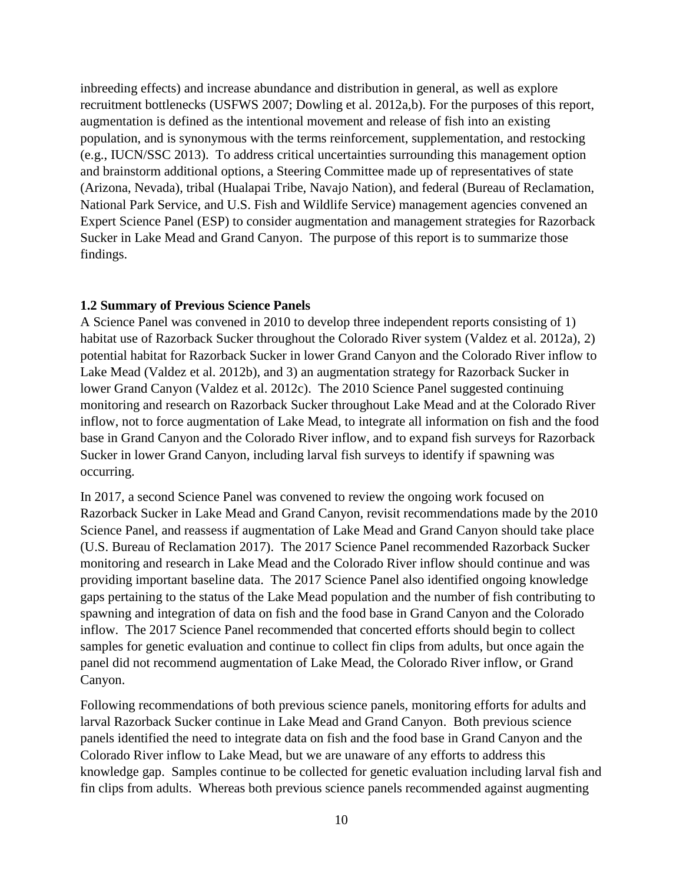inbreeding effects) and increase abundance and distribution in general, as well as explore recruitment bottlenecks (USFWS 2007; Dowling et al. 2012a,b). For the purposes of this report, augmentation is defined as the intentional movement and release of fish into an existing population, and is synonymous with the terms reinforcement, supplementation, and restocking (e.g., IUCN/SSC 2013). To address critical uncertainties surrounding this management option and brainstorm additional options, a Steering Committee made up of representatives of state (Arizona, Nevada), tribal (Hualapai Tribe, Navajo Nation), and federal (Bureau of Reclamation, National Park Service, and U.S. Fish and Wildlife Service) management agencies convened an Expert Science Panel (ESP) to consider augmentation and management strategies for Razorback Sucker in Lake Mead and Grand Canyon. The purpose of this report is to summarize those findings.

### 1.2 Summary of Previous Science Panels

A Science Panel was convened in 2010 to develop three independent reports consisting of 1) habitat use of Razorback Sucker throughout the Colorado River system (Valdez et al. 2012a), 2) potential habitat for Razorback Sucker in lower Grand Canyon and the Colorado River inflow to Lake Mead (Valdez et al. 2012b), and 3) an augmentation strategy for Razorback Sucker in lower Grand Canyon (Valdez et al. 2012c). The 2010 Science Panel suggested continuing monitoring and research on Razorback Sucker throughout Lake Mead and at the Colorado River inflow, not to force augmentation of Lake Mead, to integrate all information on fish and the food base in Grand Canyon and the Colorado River inflow, and to expand fish surveys for Razorback Sucker in lower Grand Canyon, including larval fish surveys to identify if spawning was occurring.

In 2017, a second Science Panel was convened to review the ongoing work focused on Razorback Sucker in Lake Mead and Grand Canyon, revisit recommendations made by the 2010 Science Panel, and reassess if augmentation of Lake Mead and Grand Canyon should take place (U.S. Bureau of Reclamation 2017). The 2017 Science Panel recommended Razorback Sucker monitoring and research in Lake Mead and the Colorado River inflow should continue and was providing important baseline data. The 2017 Science Panel also identified ongoing knowledge gaps pertaining to the status of the Lake Mead population and the number of fish contributing to spawning and integration of data on fish and the food base in Grand Canyon and the Colorado inflow. The 2017 Science Panel recommended that concerted efforts should begin to collect samples for genetic evaluation and continue to collect fin clips from adults, but once again the panel did not recommend augmentation of Lake Mead, the Colorado River inflow, or Grand Canyon.

Following recommendations of both previous science panels, monitoring efforts for adults and larval Razorback Sucker continue in Lake Mead and Grand Canyon. Both previous science panels identified the need to integrate data on fish and the food base in Grand Canyon and the Colorado River inflow to Lake Mead, but we are unaware of any efforts to address this knowledge gap. Samples continue to be collected for genetic evaluation including larval fish and fin clips from adults. Whereas both previous science panels recommended against augmenting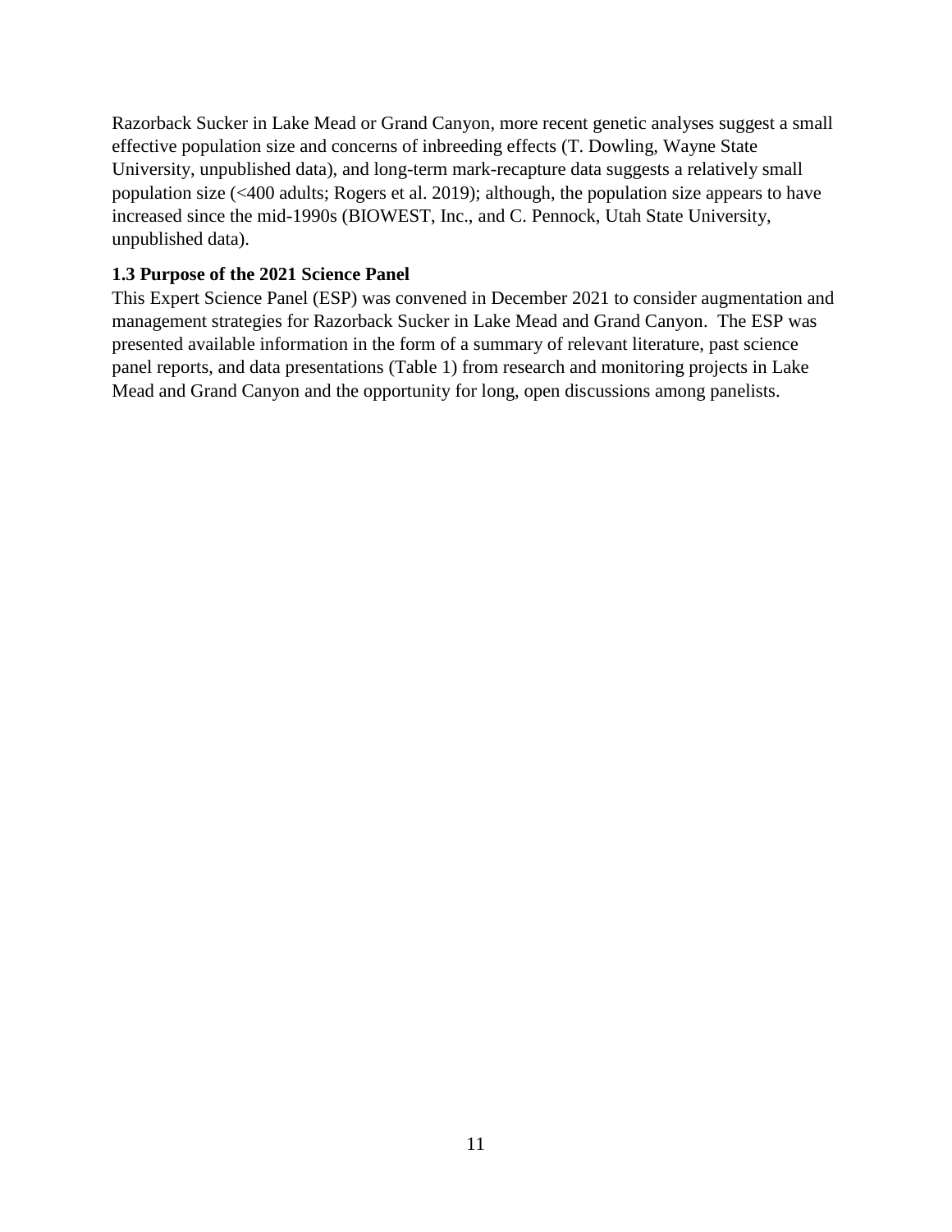Razorback Sucker in Lake Mead or Grand Canyon, more recent genetic analyses suggest a small effective population size and concerns of inbreeding effects (T. Dowling, Wayne State University, unpublished data), and long-term mark-recapture data suggests a relatively small population size (<400 adults; Rogers et al. 2019); although, the population size appears to have increased since the mid-1990s (BIOWEST, Inc., and C. Pennock, Utah State University, unpublished data).

### 1.3 Purpose of the 2021 Science Panel

This Expert Science Panel (ESP) was convened in December 2021 to consider augmentation and management strategies for Razorback Sucker in Lake Mead and Grand Canyon. The ESP was presented available information in the form of a summary of relevant literature, past science panel reports, and data presentations (Table 1) from research and monitoring projects in Lake Mead and Grand Canyon and the opportunity for long, open discussions among panelists.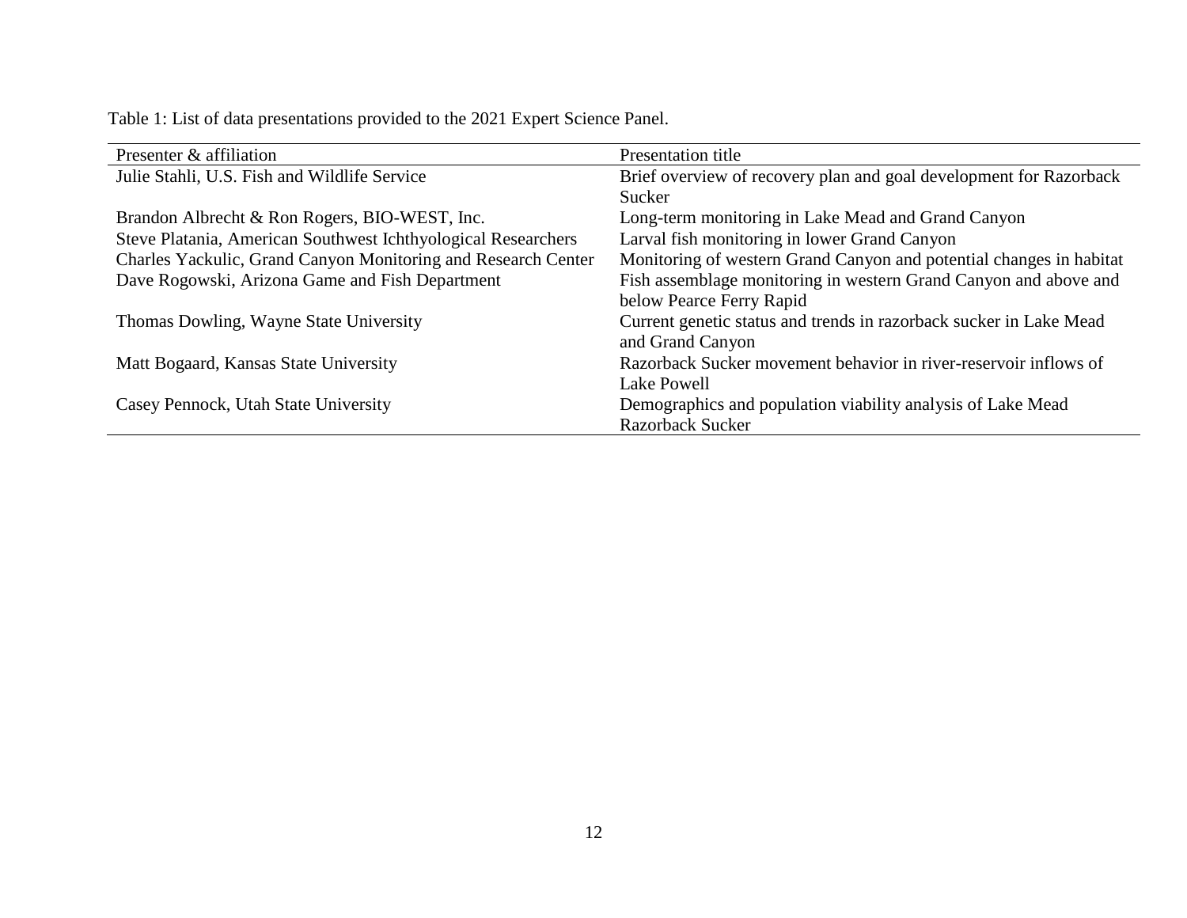Table 1: List of data presentations provided to the 2021 Expert Science Panel.

| Presenter & affiliation | Presentation title |
|---|---|
| Julie Stahli, U.S. Fish and Wildlife Service | Brief overview of recovery plan and goal development for Razorback Sucker |
| Brandon Albrecht & Ron Rogers, BIO-WEST, Inc. | Long-term monitoring in Lake Mead and Grand Canyon |
| Steve Platania, American Southwest Ichthyological Researchers | Larval fish monitoring in lower Grand Canyon |
| Charles Yackulic, Grand Canyon Monitoring and Research Center | Monitoring of western Grand Canyon and potential changes in habitat |
| Dave Rogowski, Arizona Game and Fish Department | Fish assemblage monitoring in western Grand Canyon and above and below Pearce Ferry Rapid |
| Thomas Dowling, Wayne State University | Current genetic status and trends in razorback sucker in Lake Mead and Grand Canyon |
| Matt Bogaard, Kansas State University | Razorback Sucker movement behavior in river-reservoir inflows of Lake Powell |
| Casey Pennock, Utah State University | Demographics and population viability analysis of Lake Mead Razorback Sucker |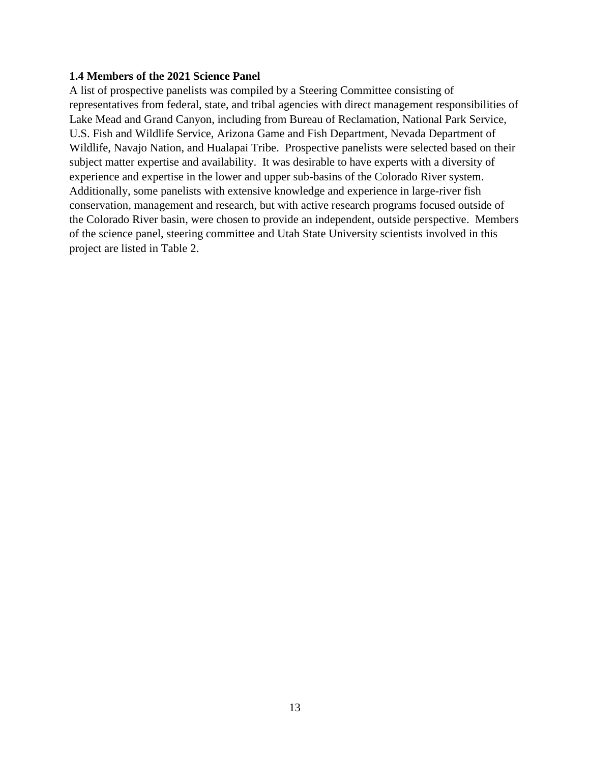### 1.4 Members of the 2021 Science Panel

A list of prospective panelists was compiled by a Steering Committee consisting of representatives from federal, state, and tribal agencies with direct management responsibilities of Lake Mead and Grand Canyon, including from Bureau of Reclamation, National Park Service, U.S. Fish and Wildlife Service, Arizona Game and Fish Department, Nevada Department of Wildlife, Navajo Nation, and Hualapai Tribe. Prospective panelists were selected based on their subject matter expertise and availability. It was desirable to have experts with a diversity of experience and expertise in the lower and upper sub-basins of the Colorado River system. Additionally, some panelists with extensive knowledge and experience in large-river fish conservation, management and research, but with active research programs focused outside of the Colorado River basin, were chosen to provide an independent, outside perspective. Members of the science panel, steering committee and Utah State University scientists involved in this project are listed in Table 2.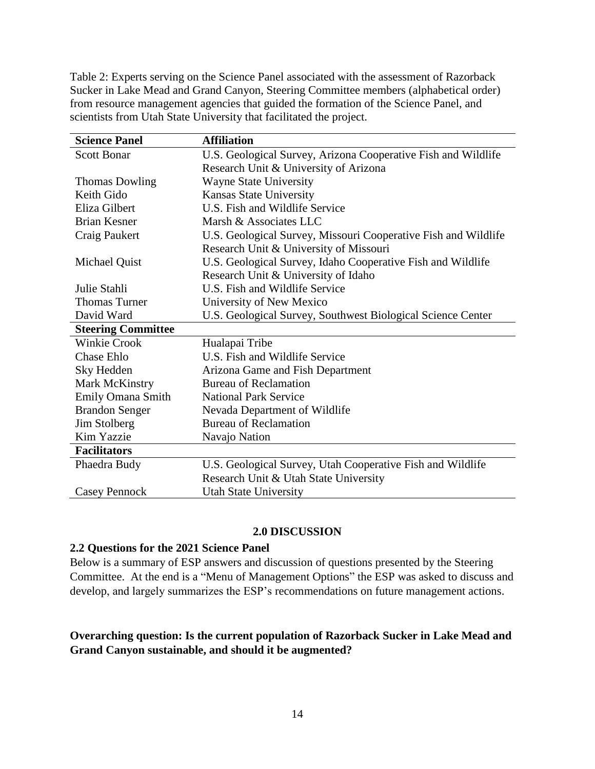Table 2: Experts serving on the Science Panel associated with the assessment of Razorback Sucker in Lake Mead and Grand Canyon, Steering Committee members (alphabetical order) from resource management agencies that guided the formation of the Science Panel, and scientists from Utah State University that facilitated the project.

| **Science Panel** | **Affiliation** |
| --- | --- |
| Scott Bonar | U.S. Geological Survey, Arizona Cooperative Fish and Wildlife Research Unit & University of Arizona |
| Thomas Dowling | Wayne State University |
| Keith Gido | Kansas State University |
| Eliza Gilbert | U.S. Fish and Wildlife Service |
| Brian Kesner | Marsh & Associates LLC |
| Craig Paukert | U.S. Geological Survey, Missouri Cooperative Fish and Wildlife Research Unit & University of Missouri |
| Michael Quist | U.S. Geological Survey, Idaho Cooperative Fish and Wildlife Research Unit & University of Idaho |
| Julie Stahli | U.S. Fish and Wildlife Service |
| Thomas Turner | University of New Mexico |
| David Ward | U.S. Geological Survey, Southwest Biological Science Center |
| **Steering Committee** | |
| Winkie Crook | Hualapai Tribe |
| Chase Ehlo | U.S. Fish and Wildlife Service |
| Sky Hedden | Arizona Game and Fish Department |
| Mark McKinstry | Bureau of Reclamation |
| Emily Omana Smith | National Park Service |
| Brandon Senger | Nevada Department of Wildlife |
| Jim Stolberg | Bureau of Reclamation |
| Kim Yazzie | Navajo Nation |
| **Facilitators** | |
| Phaedra Budy | U.S. Geological Survey, Utah Cooperative Fish and Wildlife Research Unit & Utah State University |
| Casey Pennock | Utah State University |

# 2.0 DISCUSSION

## 2.2 Questions for the 2021 Science Panel

Below is a summary of ESP answers and discussion of questions presented by the Steering Committee. At the end is a "Menu of Management Options" the ESP was asked to discuss and develop, and largely summarizes the ESP's recommendations on future management actions.

### Overarching question: Is the current population of Razorback Sucker in Lake Mead and Grand Canyon sustainable, and should it be augmented?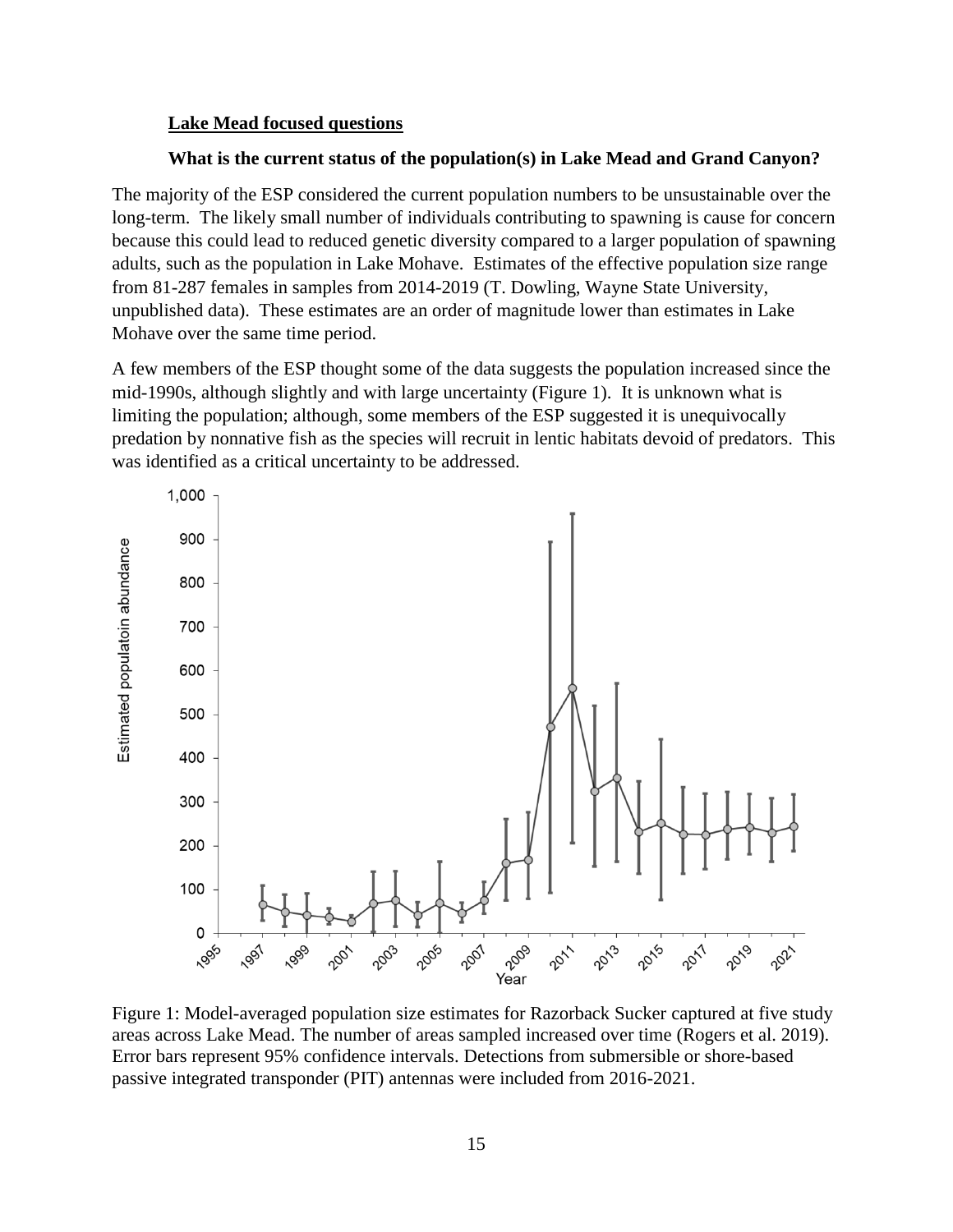**Lake Mead focused questions**

**What is the current status of the population(s) in Lake Mead and Grand Canyon?**

The majority of the ESP considered the current population numbers to be unsustainable over the long-term. The likely small number of individuals contributing to spawning is cause for concern because this could lead to reduced genetic diversity compared to a larger population of spawning adults, such as the population in Lake Mohave. Estimates of the effective population size range from 81-287 females in samples from 2014-2019 (T. Dowling, Wayne State University, unpublished data). These estimates are an order of magnitude lower than estimates in Lake Mohave over the same time period.

A few members of the ESP thought some of the data suggests the population increased since the mid-1990s, although slightly and with large uncertainty (Figure 1). It is unknown what is limiting the population; although, some members of the ESP suggested it is unequivocally predation by nonnative fish as the species will recruit in lentic habitats devoid of predators. This was identified as a critical uncertainty to be addressed.

Figure 1: Model-averaged population size estimates for Razorback Sucker captured at five study areas across Lake Mead. The number of areas sampled increased over time (Rogers et al. 2019). Error bars represent 95% confidence intervals. Detections from submersible or shore-based passive integrated transponder (PIT) antennas were included from 2016-2021.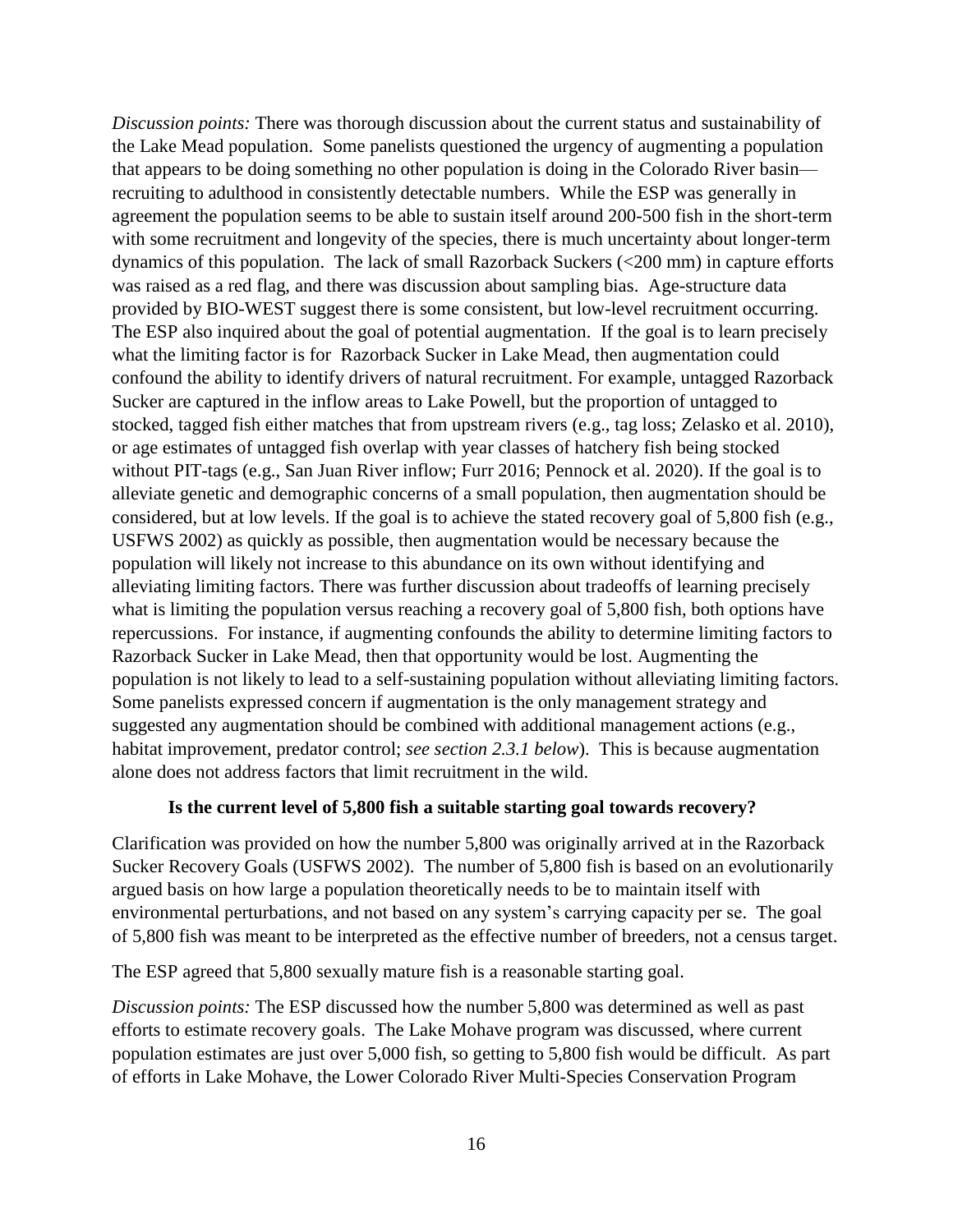*Discussion points:* There was thorough discussion about the current status and sustainability of the Lake Mead population. Some panelists questioned the urgency of augmenting a population that appears to be doing something no other population is doing in the Colorado River basin—recruiting to adulthood in consistently detectable numbers. While the ESP was generally in agreement the population seems to be able to sustain itself around 200-500 fish in the short-term with some recruitment and longevity of the species, there is much uncertainty about longer-term dynamics of this population. The lack of small Razorback Suckers (<200 mm) in capture efforts was raised as a red flag, and there was discussion about sampling bias. Age-structure data provided by BIO-WEST suggest there is some consistent, but low-level recruitment occurring. The ESP also inquired about the goal of potential augmentation. If the goal is to learn precisely what the limiting factor is for Razorback Sucker in Lake Mead, then augmentation could confound the ability to identify drivers of natural recruitment. For example, untagged Razorback Sucker are captured in the inflow areas to Lake Powell, but the proportion of untagged to stocked, tagged fish either matches that from upstream rivers (e.g., tag loss; Zelasko et al. 2010), or age estimates of untagged fish overlap with year classes of hatchery fish being stocked without PIT-tags (e.g., San Juan River inflow; Furr 2016; Pennock et al. 2020). If the goal is to alleviate genetic and demographic concerns of a small population, then augmentation should be considered, but at low levels. If the goal is to achieve the stated recovery goal of 5,800 fish (e.g., USFWS 2002) as quickly as possible, then augmentation would be necessary because the population will likely not increase to this abundance on its own without identifying and alleviating limiting factors. There was further discussion about tradeoffs of learning precisely what is limiting the population versus reaching a recovery goal of 5,800 fish, both options have repercussions. For instance, if augmenting confounds the ability to determine limiting factors to Razorback Sucker in Lake Mead, then that opportunity would be lost. Augmenting the population is not likely to lead to a self-sustaining population without alleviating limiting factors. Some panelists expressed concern if augmentation is the only management strategy and suggested any augmentation should be combined with additional management actions (e.g., habitat improvement, predator control; *see section 2.3.1 below*). This is because augmentation alone does not address factors that limit recruitment in the wild.

**Is the current level of 5,800 fish a suitable starting goal towards recovery?**

Clarification was provided on how the number 5,800 was originally arrived at in the Razorback Sucker Recovery Goals (USFWS 2002). The number of 5,800 fish is based on an evolutionarily argued basis on how large a population theoretically needs to be to maintain itself with environmental perturbations, and not based on any system's carrying capacity per se. The goal of 5,800 fish was meant to be interpreted as the effective number of breeders, not a census target.

The ESP agreed that 5,800 sexually mature fish is a reasonable starting goal.

*Discussion points:* The ESP discussed how the number 5,800 was determined as well as past efforts to estimate recovery goals. The Lake Mohave program was discussed, where current population estimates are just over 5,000 fish, so getting to 5,800 fish would be difficult. As part of efforts in Lake Mohave, the Lower Colorado River Multi-Species Conservation Program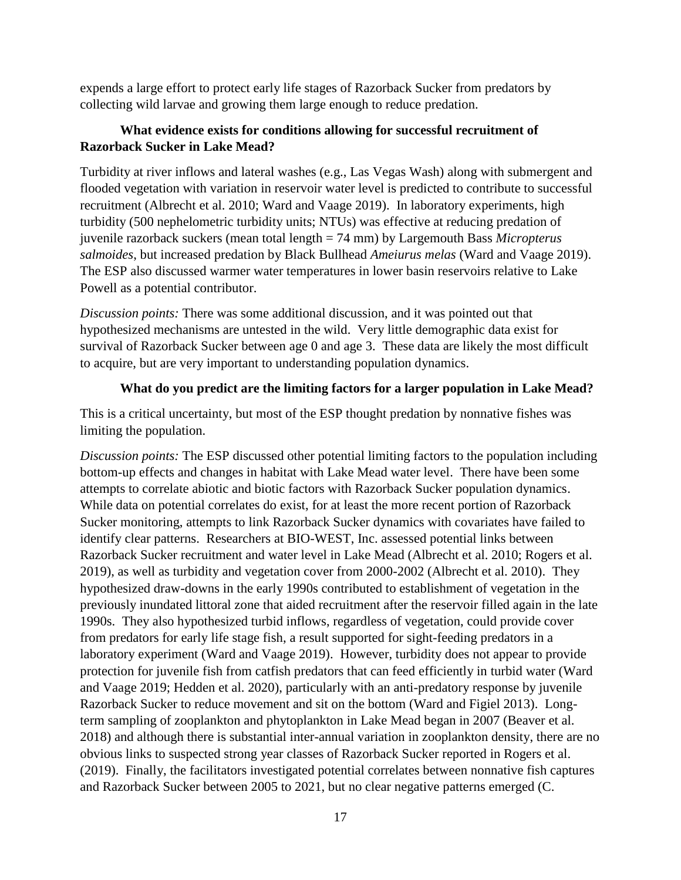expends a large effort to protect early life stages of Razorback Sucker from predators by collecting wild larvae and growing them large enough to reduce predation.

**What evidence exists for conditions allowing for successful recruitment of Razorback Sucker in Lake Mead?**

Turbidity at river inflows and lateral washes (e.g., Las Vegas Wash) along with submergent and flooded vegetation with variation in reservoir water level is predicted to contribute to successful recruitment (Albrecht et al. 2010; Ward and Vaage 2019). In laboratory experiments, high turbidity (500 nephelometric turbidity units; NTUs) was effective at reducing predation of juvenile razorback suckers (mean total length = 74 mm) by Largemouth Bass *Micropterus salmoides*, but increased predation by Black Bullhead *Ameiurus melas* (Ward and Vaage 2019). The ESP also discussed warmer water temperatures in lower basin reservoirs relative to Lake Powell as a potential contributor.

*Discussion points:* There was some additional discussion, and it was pointed out that hypothesized mechanisms are untested in the wild. Very little demographic data exist for survival of Razorback Sucker between age 0 and age 3. These data are likely the most difficult to acquire, but are very important to understanding population dynamics.

**What do you predict are the limiting factors for a larger population in Lake Mead?**

This is a critical uncertainty, but most of the ESP thought predation by nonnative fishes was limiting the population.

*Discussion points:* The ESP discussed other potential limiting factors to the population including bottom-up effects and changes in habitat with Lake Mead water level. There have been some attempts to correlate abiotic and biotic factors with Razorback Sucker population dynamics. While data on potential correlates do exist, for at least the more recent portion of Razorback Sucker monitoring, attempts to link Razorback Sucker dynamics with covariates have failed to identify clear patterns. Researchers at BIO-WEST, Inc. assessed potential links between Razorback Sucker recruitment and water level in Lake Mead (Albrecht et al. 2010; Rogers et al. 2019), as well as turbidity and vegetation cover from 2000-2002 (Albrecht et al. 2010). They hypothesized draw-downs in the early 1990s contributed to establishment of vegetation in the previously inundated littoral zone that aided recruitment after the reservoir filled again in the late 1990s. They also hypothesized turbid inflows, regardless of vegetation, could provide cover from predators for early life stage fish, a result supported for sight-feeding predators in a laboratory experiment (Ward and Vaage 2019). However, turbidity does not appear to provide protection for juvenile fish from catfish predators that can feed efficiently in turbid water (Ward and Vaage 2019; Hedden et al. 2020), particularly with an anti-predatory response by juvenile Razorback Sucker to reduce movement and sit on the bottom (Ward and Figiel 2013). Long-term sampling of zooplankton and phytoplankton in Lake Mead began in 2007 (Beaver et al. 2018) and although there is substantial inter-annual variation in zooplankton density, there are no obvious links to suspected strong year classes of Razorback Sucker reported in Rogers et al. (2019). Finally, the facilitators investigated potential correlates between nonnative fish captures and Razorback Sucker between 2005 to 2021, but no clear negative patterns emerged (C.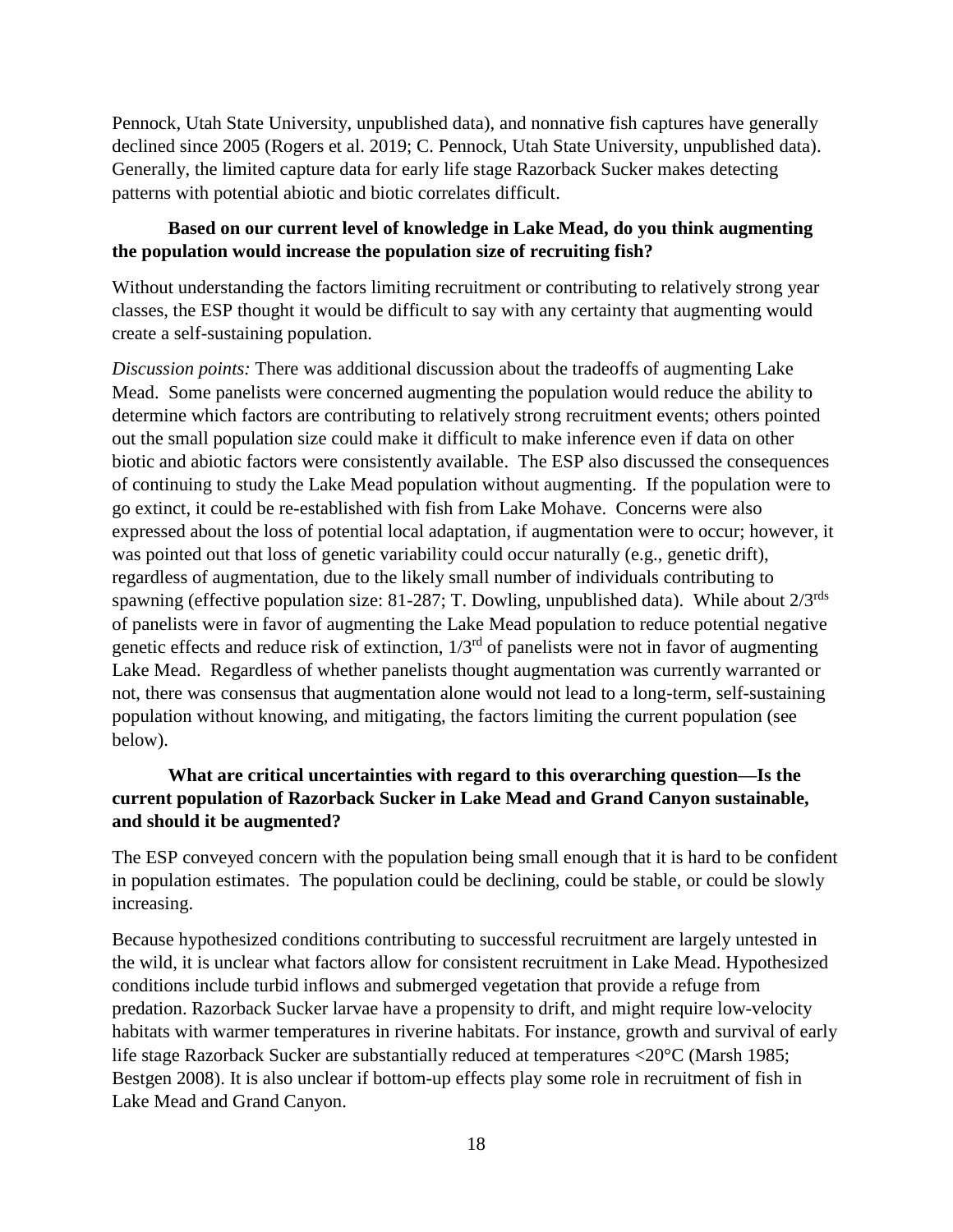Pennock, Utah State University, unpublished data), and nonnative fish captures have generally declined since 2005 (Rogers et al. 2019; C. Pennock, Utah State University, unpublished data). Generally, the limited capture data for early life stage Razorback Sucker makes detecting patterns with potential abiotic and biotic correlates difficult.

**Based on our current level of knowledge in Lake Mead, do you think augmenting the population would increase the population size of recruiting fish?**

Without understanding the factors limiting recruitment or contributing to relatively strong year classes, the ESP thought it would be difficult to say with any certainty that augmenting would create a self-sustaining population.

*Discussion points:* There was additional discussion about the tradeoffs of augmenting Lake Mead. Some panelists were concerned augmenting the population would reduce the ability to determine which factors are contributing to relatively strong recruitment events; others pointed out the small population size could make it difficult to make inference even if data on other biotic and abiotic factors were consistently available. The ESP also discussed the consequences of continuing to study the Lake Mead population without augmenting. If the population were to go extinct, it could be re-established with fish from Lake Mohave. Concerns were also expressed about the loss of potential local adaptation, if augmentation were to occur; however, it was pointed out that loss of genetic variability could occur naturally (e.g., genetic drift), regardless of augmentation, due to the likely small number of individuals contributing to spawning (effective population size: 81-287; T. Dowling, unpublished data). While about 2/3rds of panelists were in favor of augmenting the Lake Mead population to reduce potential negative genetic effects and reduce risk of extinction, 1/3rd of panelists were not in favor of augmenting Lake Mead. Regardless of whether panelists thought augmentation was currently warranted or not, there was consensus that augmentation alone would not lead to a long-term, self-sustaining population without knowing, and mitigating, the factors limiting the current population (see below).

**What are critical uncertainties with regard to this overarching question—Is the current population of Razorback Sucker in Lake Mead and Grand Canyon sustainable, and should it be augmented?**

The ESP conveyed concern with the population being small enough that it is hard to be confident in population estimates. The population could be declining, could be stable, or could be slowly increasing.

Because hypothesized conditions contributing to successful recruitment are largely untested in the wild, it is unclear what factors allow for consistent recruitment in Lake Mead. Hypothesized conditions include turbid inflows and submerged vegetation that provide a refuge from predation. Razorback Sucker larvae have a propensity to drift, and might require low-velocity habitats with warmer temperatures in riverine habitats. For instance, growth and survival of early life stage Razorback Sucker are substantially reduced at temperatures <20°C (Marsh 1985; Bestgen 2008). It is also unclear if bottom-up effects play some role in recruitment of fish in Lake Mead and Grand Canyon.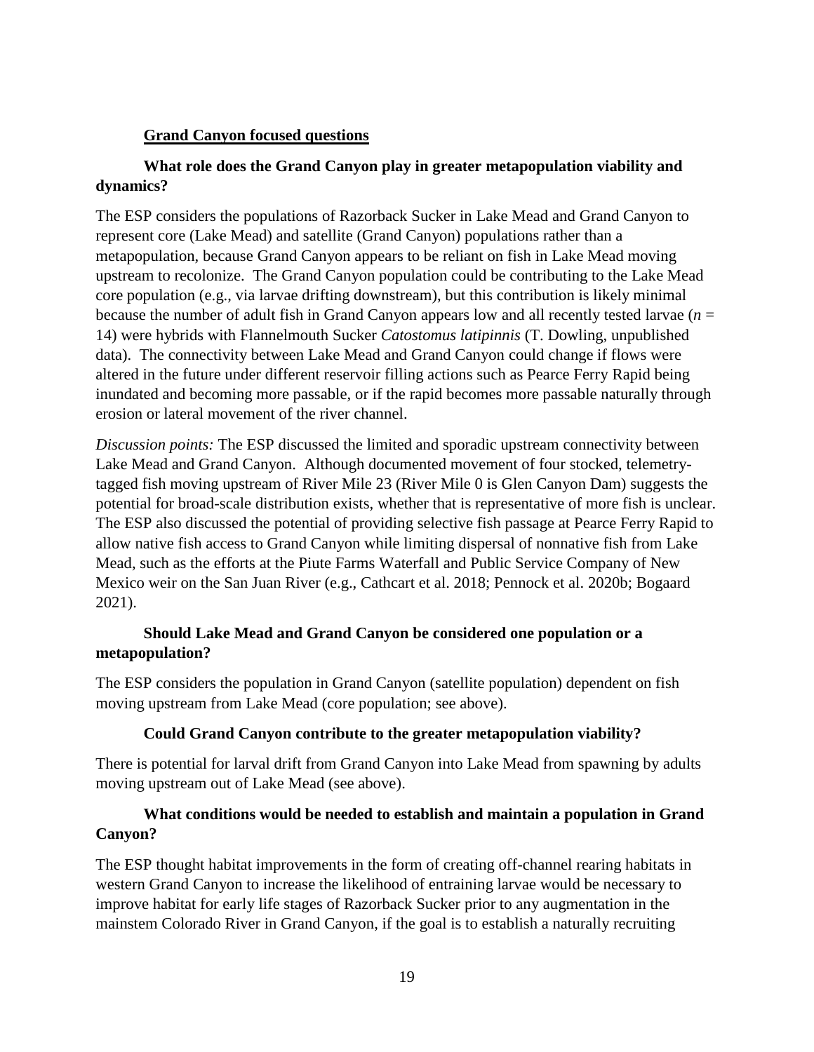## Grand Canyon focused questions

### What role does the Grand Canyon play in greater metapopulation viability and dynamics?

The ESP considers the populations of Razorback Sucker in Lake Mead and Grand Canyon to represent core (Lake Mead) and satellite (Grand Canyon) populations rather than a metapopulation, because Grand Canyon appears to be reliant on fish in Lake Mead moving upstream to recolonize. The Grand Canyon population could be contributing to the Lake Mead core population (e.g., via larvae drifting downstream), but this contribution is likely minimal because the number of adult fish in Grand Canyon appears low and all recently tested larvae ($n$ = 14) were hybrids with Flannelmouth Sucker *Catostomus latipinnis* (T. Dowling, unpublished data). The connectivity between Lake Mead and Grand Canyon could change if flows were altered in the future under different reservoir filling actions such as Pearce Ferry Rapid being inundated and becoming more passable, or if the rapid becomes more passable naturally through erosion or lateral movement of the river channel.

*Discussion points:* The ESP discussed the limited and sporadic upstream connectivity between Lake Mead and Grand Canyon. Although documented movement of four stocked, telemetry-tagged fish moving upstream of River Mile 23 (River Mile 0 is Glen Canyon Dam) suggests the potential for broad-scale distribution exists, whether that is representative of more fish is unclear. The ESP also discussed the potential of providing selective fish passage at Pearce Ferry Rapid to allow native fish access to Grand Canyon while limiting dispersal of nonnative fish from Lake Mead, such as the efforts at the Piute Farms Waterfall and Public Service Company of New Mexico weir on the San Juan River (e.g., Cathcart et al. 2018; Pennock et al. 2020b; Bogaard 2021).

### Should Lake Mead and Grand Canyon be considered one population or a metapopulation?

The ESP considers the population in Grand Canyon (satellite population) dependent on fish moving upstream from Lake Mead (core population; see above).

### Could Grand Canyon contribute to the greater metapopulation viability?

There is potential for larval drift from Grand Canyon into Lake Mead from spawning by adults moving upstream out of Lake Mead (see above).

### What conditions would be needed to establish and maintain a population in Grand Canyon?

The ESP thought habitat improvements in the form of creating off-channel rearing habitats in western Grand Canyon to increase the likelihood of entraining larvae would be necessary to improve habitat for early life stages of Razorback Sucker prior to any augmentation in the mainstem Colorado River in Grand Canyon, if the goal is to establish a naturally recruiting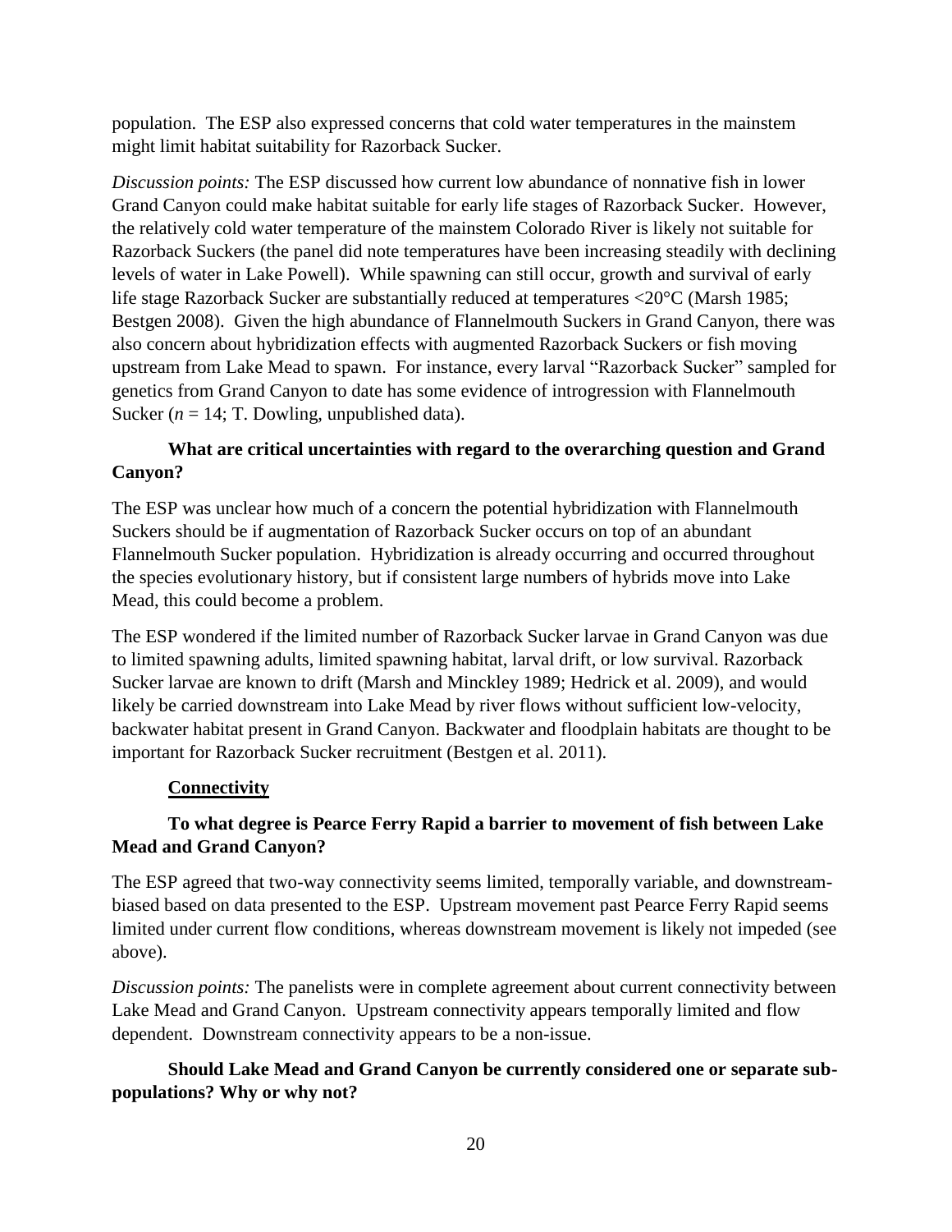population. The ESP also expressed concerns that cold water temperatures in the mainstem might limit habitat suitability for Razorback Sucker.

*Discussion points:* The ESP discussed how current low abundance of nonnative fish in lower Grand Canyon could make habitat suitable for early life stages of Razorback Sucker. However, the relatively cold water temperature of the mainstem Colorado River is likely not suitable for Razorback Suckers (the panel did note temperatures have been increasing steadily with declining levels of water in Lake Powell). While spawning can still occur, growth and survival of early life stage Razorback Sucker are substantially reduced at temperatures <20°C (Marsh 1985; Bestgen 2008). Given the high abundance of Flannelmouth Suckers in Grand Canyon, there was also concern about hybridization effects with augmented Razorback Suckers or fish moving upstream from Lake Mead to spawn. For instance, every larval "Razorback Sucker" sampled for genetics from Grand Canyon to date has some evidence of introgression with Flannelmouth Sucker (*n* = 14; T. Dowling, unpublished data).

**What are critical uncertainties with regard to the overarching question and Grand Canyon?**

The ESP was unclear how much of a concern the potential hybridization with Flannelmouth Suckers should be if augmentation of Razorback Sucker occurs on top of an abundant Flannelmouth Sucker population. Hybridization is already occurring and occurred throughout the species evolutionary history, but if consistent large numbers of hybrids move into Lake Mead, this could become a problem.

The ESP wondered if the limited number of Razorback Sucker larvae in Grand Canyon was due to limited spawning adults, limited spawning habitat, larval drift, or low survival. Razorback Sucker larvae are known to drift (Marsh and Minckley 1989; Hedrick et al. 2009), and would likely be carried downstream into Lake Mead by river flows without sufficient low-velocity, backwater habitat present in Grand Canyon. Backwater and floodplain habitats are thought to be important for Razorback Sucker recruitment (Bestgen et al. 2011).

**Connectivity**

**To what degree is Pearce Ferry Rapid a barrier to movement of fish between Lake Mead and Grand Canyon?**

The ESP agreed that two-way connectivity seems limited, temporally variable, and downstream-biased based on data presented to the ESP. Upstream movement past Pearce Ferry Rapid seems limited under current flow conditions, whereas downstream movement is likely not impeded (see above).

*Discussion points:* The panelists were in complete agreement about current connectivity between Lake Mead and Grand Canyon. Upstream connectivity appears temporally limited and flow dependent. Downstream connectivity appears to be a non-issue.

**Should Lake Mead and Grand Canyon be currently considered one or separate sub-populations? Why or why not?**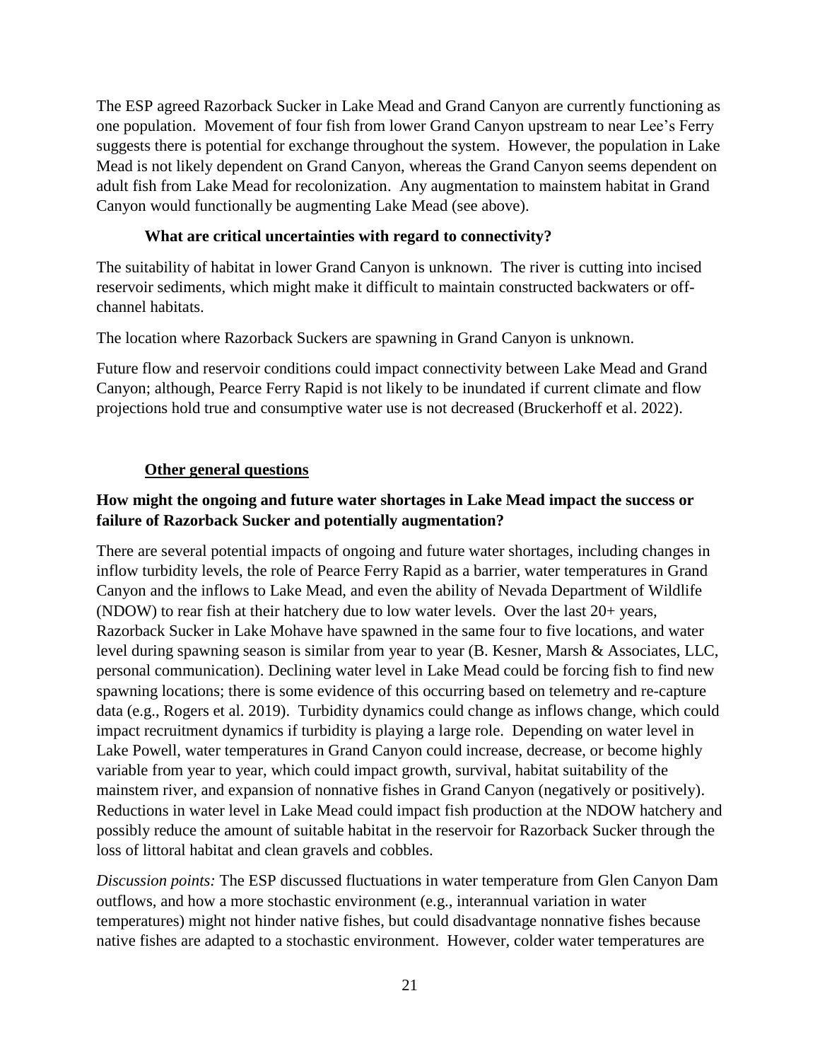The ESP agreed Razorback Sucker in Lake Mead and Grand Canyon are currently functioning as one population. Movement of four fish from lower Grand Canyon upstream to near Lee's Ferry suggests there is potential for exchange throughout the system. However, the population in Lake Mead is not likely dependent on Grand Canyon, whereas the Grand Canyon seems dependent on adult fish from Lake Mead for recolonization. Any augmentation to mainstem habitat in Grand Canyon would functionally be augmenting Lake Mead (see above).

**What are critical uncertainties with regard to connectivity?**

The suitability of habitat in lower Grand Canyon is unknown. The river is cutting into incised reservoir sediments, which might make it difficult to maintain constructed backwaters or off-channel habitats.

The location where Razorback Suckers are spawning in Grand Canyon is unknown.

Future flow and reservoir conditions could impact connectivity between Lake Mead and Grand Canyon; although, Pearce Ferry Rapid is not likely to be inundated if current climate and flow projections hold true and consumptive water use is not decreased (Bruckerhoff et al. 2022).

**Other general questions**

**How might the ongoing and future water shortages in Lake Mead impact the success or failure of Razorback Sucker and potentially augmentation?**

There are several potential impacts of ongoing and future water shortages, including changes in inflow turbidity levels, the role of Pearce Ferry Rapid as a barrier, water temperatures in Grand Canyon and the inflows to Lake Mead, and even the ability of Nevada Department of Wildlife (NDOW) to rear fish at their hatchery due to low water levels. Over the last 20+ years, Razorback Sucker in Lake Mohave have spawned in the same four to five locations, and water level during spawning season is similar from year to year (B. Kesner, Marsh & Associates, LLC, personal communication). Declining water level in Lake Mead could be forcing fish to find new spawning locations; there is some evidence of this occurring based on telemetry and re-capture data (e.g., Rogers et al. 2019). Turbidity dynamics could change as inflows change, which could impact recruitment dynamics if turbidity is playing a large role. Depending on water level in Lake Powell, water temperatures in Grand Canyon could increase, decrease, or become highly variable from year to year, which could impact growth, survival, habitat suitability of the mainstem river, and expansion of nonnative fishes in Grand Canyon (negatively or positively). Reductions in water level in Lake Mead could impact fish production at the NDOW hatchery and possibly reduce the amount of suitable habitat in the reservoir for Razorback Sucker through the loss of littoral habitat and clean gravels and cobbles.

*Discussion points:* The ESP discussed fluctuations in water temperature from Glen Canyon Dam outflows, and how a more stochastic environment (e.g., interannual variation in water temperatures) might not hinder native fishes, but could disadvantage nonnative fishes because native fishes are adapted to a stochastic environment. However, colder water temperatures are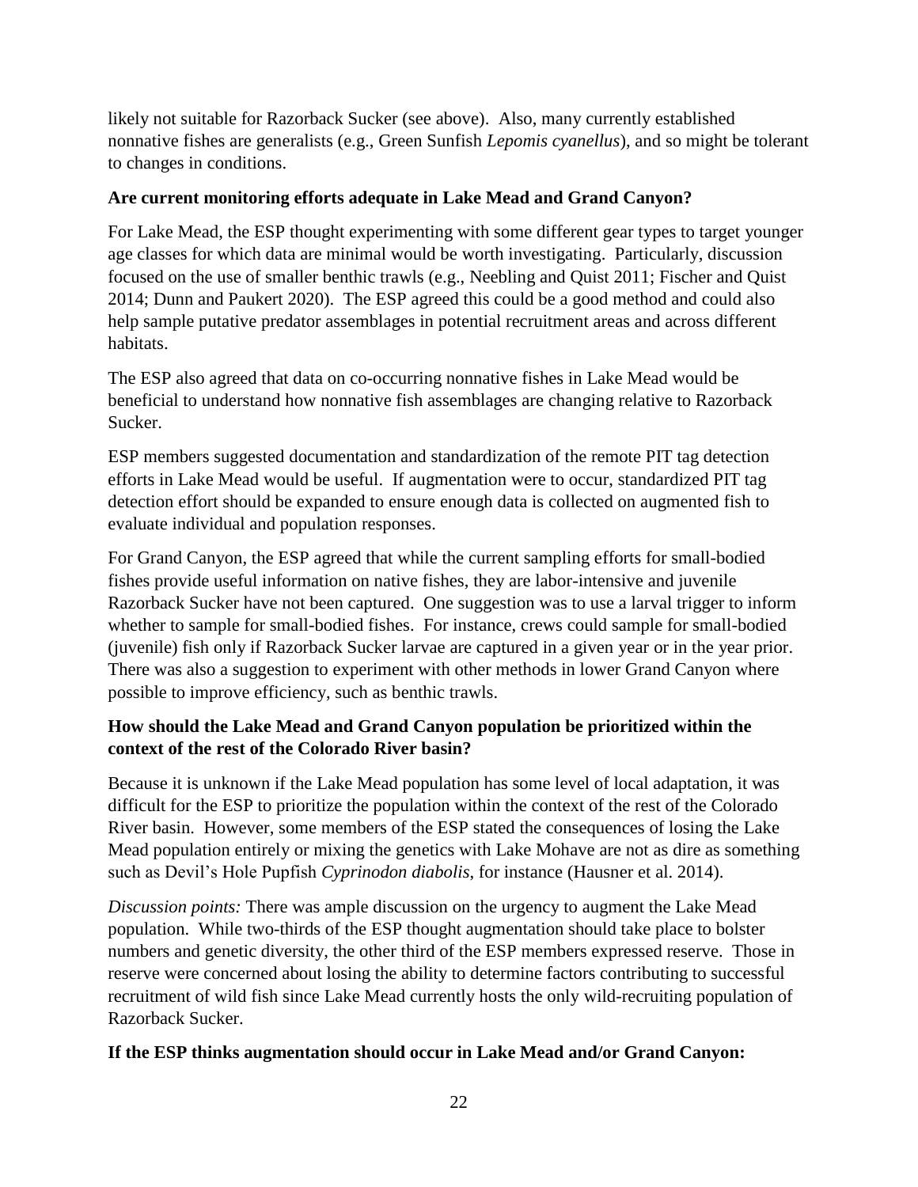likely not suitable for Razorback Sucker (see above). Also, many currently established nonnative fishes are generalists (e.g., Green Sunfish *Lepomis cyanellus*), and so might be tolerant to changes in conditions.

**Are current monitoring efforts adequate in Lake Mead and Grand Canyon?**

For Lake Mead, the ESP thought experimenting with some different gear types to target younger age classes for which data are minimal would be worth investigating. Particularly, discussion focused on the use of smaller benthic trawls (e.g., Neebling and Quist 2011; Fischer and Quist 2014; Dunn and Paukert 2020). The ESP agreed this could be a good method and could also help sample putative predator assemblages in potential recruitment areas and across different habitats.

The ESP also agreed that data on co-occurring nonnative fishes in Lake Mead would be beneficial to understand how nonnative fish assemblages are changing relative to Razorback Sucker.

ESP members suggested documentation and standardization of the remote PIT tag detection efforts in Lake Mead would be useful. If augmentation were to occur, standardized PIT tag detection effort should be expanded to ensure enough data is collected on augmented fish to evaluate individual and population responses.

For Grand Canyon, the ESP agreed that while the current sampling efforts for small-bodied fishes provide useful information on native fishes, they are labor-intensive and juvenile Razorback Sucker have not been captured. One suggestion was to use a larval trigger to inform whether to sample for small-bodied fishes. For instance, crews could sample for small-bodied (juvenile) fish only if Razorback Sucker larvae are captured in a given year or in the year prior. There was also a suggestion to experiment with other methods in lower Grand Canyon where possible to improve efficiency, such as benthic trawls.

**How should the Lake Mead and Grand Canyon population be prioritized within the context of the rest of the Colorado River basin?**

Because it is unknown if the Lake Mead population has some level of local adaptation, it was difficult for the ESP to prioritize the population within the context of the rest of the Colorado River basin. However, some members of the ESP stated the consequences of losing the Lake Mead population entirely or mixing the genetics with Lake Mohave are not as dire as something such as Devil's Hole Pupfish *Cyprinodon diabolis*, for instance (Hausner et al. 2014).

*Discussion points:* There was ample discussion on the urgency to augment the Lake Mead population. While two-thirds of the ESP thought augmentation should take place to bolster numbers and genetic diversity, the other third of the ESP members expressed reserve. Those in reserve were concerned about losing the ability to determine factors contributing to successful recruitment of wild fish since Lake Mead currently hosts the only wild-recruiting population of Razorback Sucker.

**If the ESP thinks augmentation should occur in Lake Mead and/or Grand Canyon:**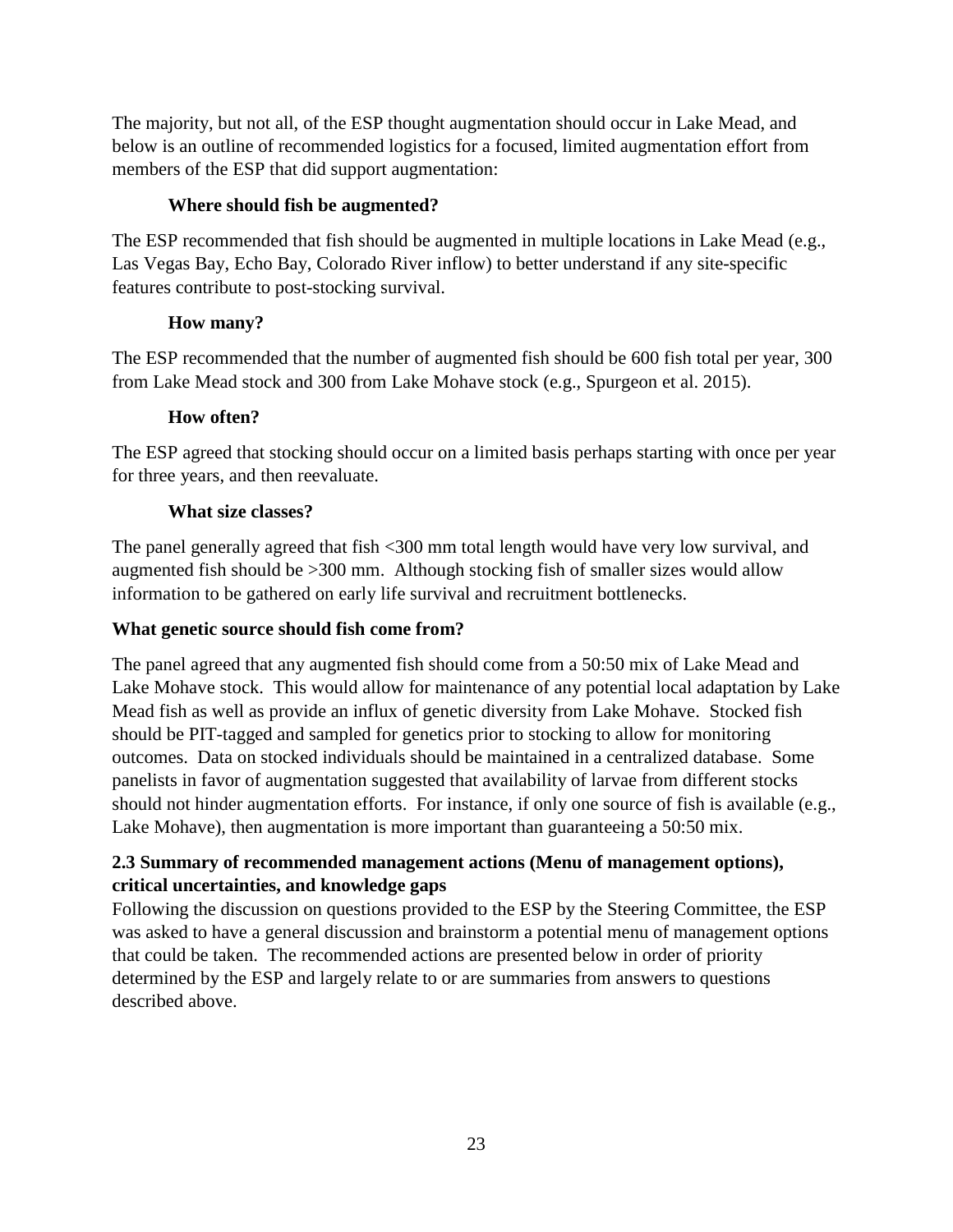The majority, but not all, of the ESP thought augmentation should occur in Lake Mead, and below is an outline of recommended logistics for a focused, limited augmentation effort from members of the ESP that did support augmentation:

**Where should fish be augmented?**

The ESP recommended that fish should be augmented in multiple locations in Lake Mead (e.g., Las Vegas Bay, Echo Bay, Colorado River inflow) to better understand if any site-specific features contribute to post-stocking survival.

**How many?**

The ESP recommended that the number of augmented fish should be 600 fish total per year, 300 from Lake Mead stock and 300 from Lake Mohave stock (e.g., Spurgeon et al. 2015).

**How often?**

The ESP agreed that stocking should occur on a limited basis perhaps starting with once per year for three years, and then reevaluate.

**What size classes?**

The panel generally agreed that fish <300 mm total length would have very low survival, and augmented fish should be >300 mm. Although stocking fish of smaller sizes would allow information to be gathered on early life survival and recruitment bottlenecks.

**What genetic source should fish come from?**

The panel agreed that any augmented fish should come from a 50:50 mix of Lake Mead and Lake Mohave stock. This would allow for maintenance of any potential local adaptation by Lake Mead fish as well as provide an influx of genetic diversity from Lake Mohave. Stocked fish should be PIT-tagged and sampled for genetics prior to stocking to allow for monitoring outcomes. Data on stocked individuals should be maintained in a centralized database. Some panelists in favor of augmentation suggested that availability of larvae from different stocks should not hinder augmentation efforts. For instance, if only one source of fish is available (e.g., Lake Mohave), then augmentation is more important than guaranteeing a 50:50 mix.

## 2.3 Summary of recommended management actions (Menu of management options), critical uncertainties, and knowledge gaps

Following the discussion on questions provided to the ESP by the Steering Committee, the ESP was asked to have a general discussion and brainstorm a potential menu of management options that could be taken. The recommended actions are presented below in order of priority determined by the ESP and largely relate to or are summaries from answers to questions described above.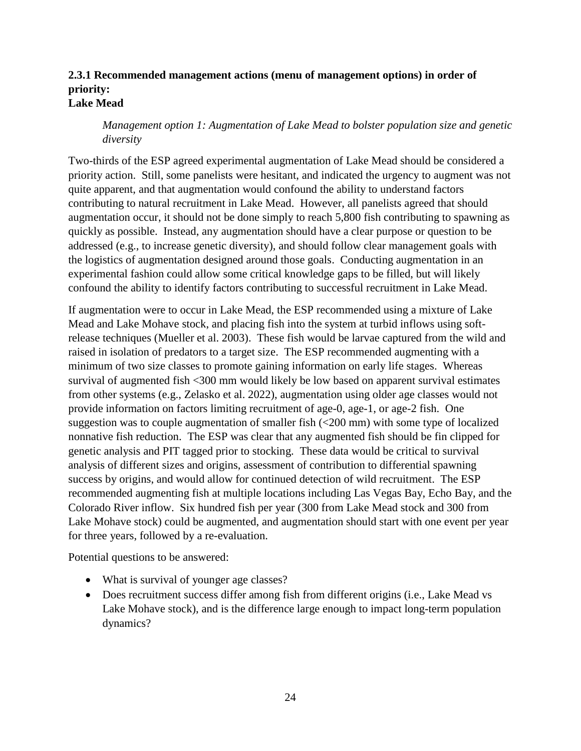### 2.3.1 Recommended management actions (menu of management options) in order of priority:

**Lake Mead**

*Management option 1: Augmentation of Lake Mead to bolster population size and genetic diversity*

Two-thirds of the ESP agreed experimental augmentation of Lake Mead should be considered a priority action. Still, some panelists were hesitant, and indicated the urgency to augment was not quite apparent, and that augmentation would confound the ability to understand factors contributing to natural recruitment in Lake Mead. However, all panelists agreed that should augmentation occur, it should not be done simply to reach 5,800 fish contributing to spawning as quickly as possible. Instead, any augmentation should have a clear purpose or question to be addressed (e.g., to increase genetic diversity), and should follow clear management goals with the logistics of augmentation designed around those goals. Conducting augmentation in an experimental fashion could allow some critical knowledge gaps to be filled, but will likely confound the ability to identify factors contributing to successful recruitment in Lake Mead.

If augmentation were to occur in Lake Mead, the ESP recommended using a mixture of Lake Mead and Lake Mohave stock, and placing fish into the system at turbid inflows using soft-release techniques (Mueller et al. 2003). These fish would be larvae captured from the wild and raised in isolation of predators to a target size. The ESP recommended augmenting with a minimum of two size classes to promote gaining information on early life stages. Whereas survival of augmented fish <300 mm would likely be low based on apparent survival estimates from other systems (e.g., Zelasko et al. 2022), augmentation using older age classes would not provide information on factors limiting recruitment of age-0, age-1, or age-2 fish. One suggestion was to couple augmentation of smaller fish (<200 mm) with some type of localized nonnative fish reduction. The ESP was clear that any augmented fish should be fin clipped for genetic analysis and PIT tagged prior to stocking. These data would be critical to survival analysis of different sizes and origins, assessment of contribution to differential spawning success by origins, and would allow for continued detection of wild recruitment. The ESP recommended augmenting fish at multiple locations including Las Vegas Bay, Echo Bay, and the Colorado River inflow. Six hundred fish per year (300 from Lake Mead stock and 300 from Lake Mohave stock) could be augmented, and augmentation should start with one event per year for three years, followed by a re-evaluation.

Potential questions to be answered:

- What is survival of younger age classes?
- Does recruitment success differ among fish from different origins (i.e., Lake Mead vs Lake Mohave stock), and is the difference large enough to impact long-term population dynamics?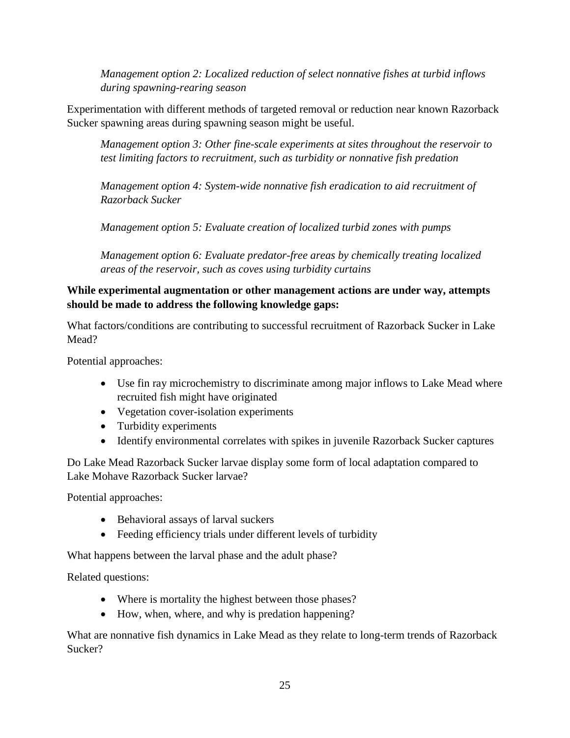*Management option 2: Localized reduction of select nonnative fishes at turbid inflows during spawning-rearing season*

Experimentation with different methods of targeted removal or reduction near known Razorback Sucker spawning areas during spawning season might be useful.

*Management option 3: Other fine-scale experiments at sites throughout the reservoir to test limiting factors to recruitment, such as turbidity or nonnative fish predation*

*Management option 4: System-wide nonnative fish eradication to aid recruitment of Razorback Sucker*

*Management option 5: Evaluate creation of localized turbid zones with pumps*

*Management option 6: Evaluate predator-free areas by chemically treating localized areas of the reservoir, such as coves using turbidity curtains*

**While experimental augmentation or other management actions are under way, attempts should be made to address the following knowledge gaps:**

What factors/conditions are contributing to successful recruitment of Razorback Sucker in Lake Mead?

Potential approaches:

- Use fin ray microchemistry to discriminate among major inflows to Lake Mead where recruited fish might have originated
- Vegetation cover-isolation experiments
- Turbidity experiments
- Identify environmental correlates with spikes in juvenile Razorback Sucker captures

Do Lake Mead Razorback Sucker larvae display some form of local adaptation compared to Lake Mohave Razorback Sucker larvae?

Potential approaches:

- Behavioral assays of larval suckers
- Feeding efficiency trials under different levels of turbidity

What happens between the larval phase and the adult phase?

Related questions:

- Where is mortality the highest between those phases?
- How, when, where, and why is predation happening?

What are nonnative fish dynamics in Lake Mead as they relate to long-term trends of Razorback Sucker?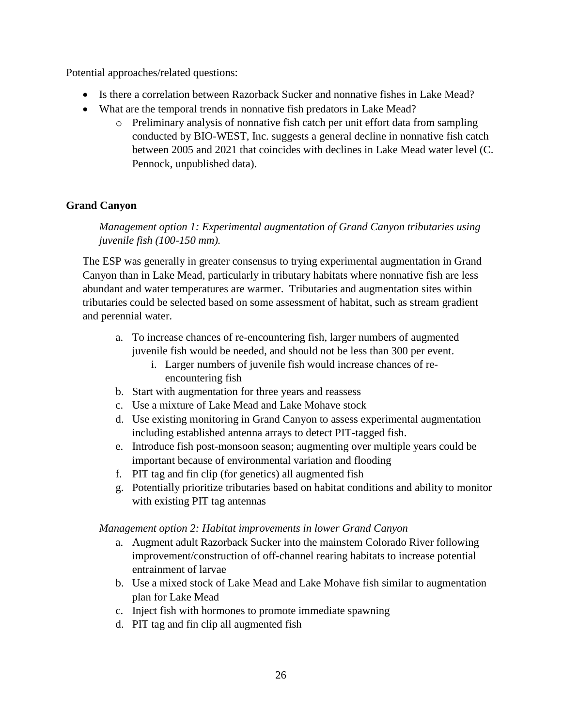Potential approaches/related questions:

- Is there a correlation between Razorback Sucker and nonnative fishes in Lake Mead?
- What are the temporal trends in nonnative fish predators in Lake Mead?
    - Preliminary analysis of nonnative fish catch per unit effort data from sampling conducted by BIO-WEST, Inc. suggests a general decline in nonnative fish catch between 2005 and 2021 that coincides with declines in Lake Mead water level (C. Pennock, unpublished data).

## Grand Canyon

*Management option 1: Experimental augmentation of Grand Canyon tributaries using juvenile fish (100-150 mm).*

The ESP was generally in greater consensus to trying experimental augmentation in Grand Canyon than in Lake Mead, particularly in tributary habitats where nonnative fish are less abundant and water temperatures are warmer. Tributaries and augmentation sites within tributaries could be selected based on some assessment of habitat, such as stream gradient and perennial water.

a. To increase chances of re-encountering fish, larger numbers of augmented juvenile fish would be needed, and should not be less than 300 per event.
    i. Larger numbers of juvenile fish would increase chances of re-encountering fish
b. Start with augmentation for three years and reassess
c. Use a mixture of Lake Mead and Lake Mohave stock
d. Use existing monitoring in Grand Canyon to assess experimental augmentation including established antenna arrays to detect PIT-tagged fish.
e. Introduce fish post-monsoon season; augmenting over multiple years could be important because of environmental variation and flooding
f. PIT tag and fin clip (for genetics) all augmented fish
g. Potentially prioritize tributaries based on habitat conditions and ability to monitor with existing PIT tag antennas

*Management option 2: Habitat improvements in lower Grand Canyon*

a. Augment adult Razorback Sucker into the mainstem Colorado River following improvement/construction of off-channel rearing habitats to increase potential entrainment of larvae
b. Use a mixed stock of Lake Mead and Lake Mohave fish similar to augmentation plan for Lake Mead
c. Inject fish with hormones to promote immediate spawning
d. PIT tag and fin clip all augmented fish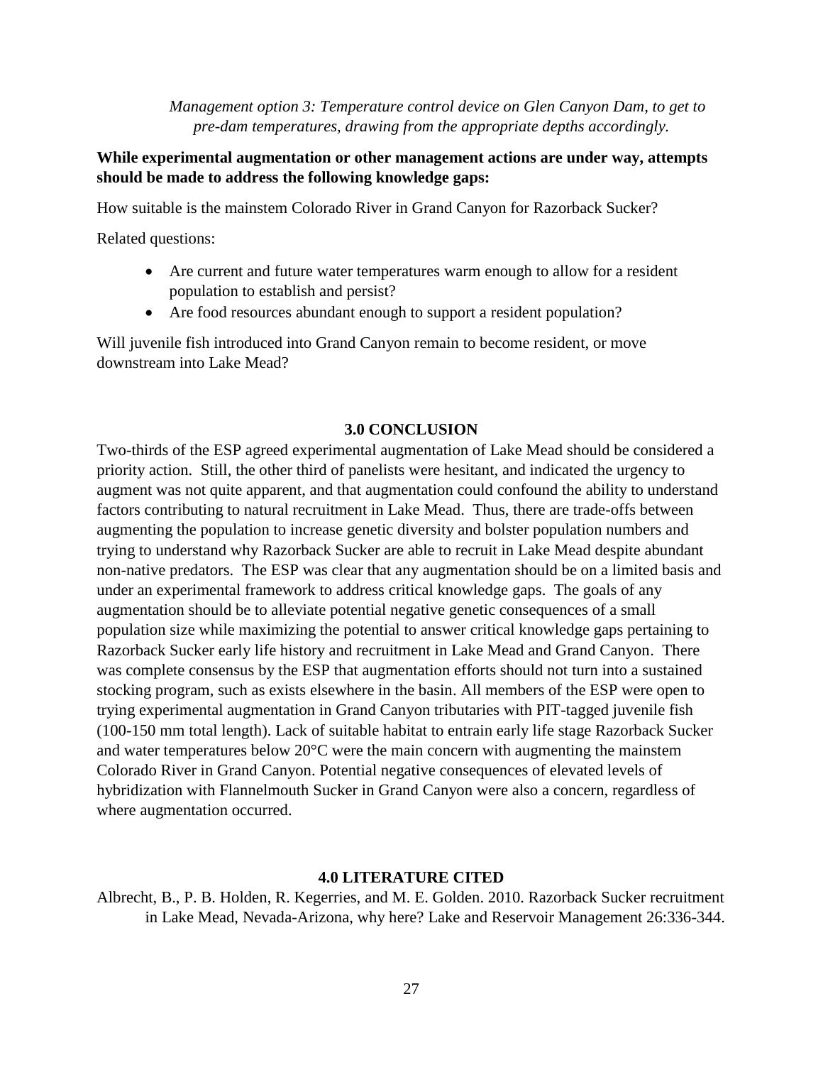*Management option 3: Temperature control device on Glen Canyon Dam, to get to pre-dam temperatures, drawing from the appropriate depths accordingly.*

**While experimental augmentation or other management actions are under way, attempts should be made to address the following knowledge gaps:**

How suitable is the mainstem Colorado River in Grand Canyon for Razorback Sucker?

Related questions:

- Are current and future water temperatures warm enough to allow for a resident population to establish and persist?
- Are food resources abundant enough to support a resident population?

Will juvenile fish introduced into Grand Canyon remain to become resident, or move downstream into Lake Mead?

## 3.0 CONCLUSION

Two-thirds of the ESP agreed experimental augmentation of Lake Mead should be considered a priority action. Still, the other third of panelists were hesitant, and indicated the urgency to augment was not quite apparent, and that augmentation could confound the ability to understand factors contributing to natural recruitment in Lake Mead. Thus, there are trade-offs between augmenting the population to increase genetic diversity and bolster population numbers and trying to understand why Razorback Sucker are able to recruit in Lake Mead despite abundant non-native predators. The ESP was clear that any augmentation should be on a limited basis and under an experimental framework to address critical knowledge gaps. The goals of any augmentation should be to alleviate potential negative genetic consequences of a small population size while maximizing the potential to answer critical knowledge gaps pertaining to Razorback Sucker early life history and recruitment in Lake Mead and Grand Canyon. There was complete consensus by the ESP that augmentation efforts should not turn into a sustained stocking program, such as exists elsewhere in the basin. All members of the ESP were open to trying experimental augmentation in Grand Canyon tributaries with PIT-tagged juvenile fish (100-150 mm total length). Lack of suitable habitat to entrain early life stage Razorback Sucker and water temperatures below 20°C were the main concern with augmenting the mainstem Colorado River in Grand Canyon. Potential negative consequences of elevated levels of hybridization with Flannelmouth Sucker in Grand Canyon were also a concern, regardless of where augmentation occurred.

## 4.0 LITERATURE CITED

Albrecht, B., P. B. Holden, R. Kegerries, and M. E. Golden. 2010. Razorback Sucker recruitment in Lake Mead, Nevada-Arizona, why here? Lake and Reservoir Management 26:336-344.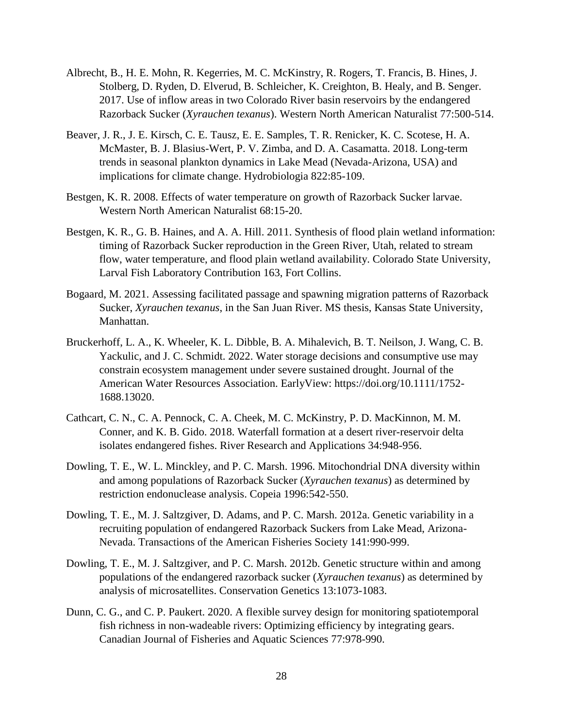Albrecht, B., H. E. Mohn, R. Kegerries, M. C. McKinstry, R. Rogers, T. Francis, B. Hines, J. Stolberg, D. Ryden, D. Elverud, B. Schleicher, K. Creighton, B. Healy, and B. Senger. 2017. Use of inflow areas in two Colorado River basin reservoirs by the endangered Razorback Sucker (*Xyrauchen texanus*). Western North American Naturalist 77:500-514.

Beaver, J. R., J. E. Kirsch, C. E. Tausz, E. E. Samples, T. R. Renicker, K. C. Scotese, H. A. McMaster, B. J. Blasius-Wert, P. V. Zimba, and D. A. Casamatta. 2018. Long-term trends in seasonal plankton dynamics in Lake Mead (Nevada-Arizona, USA) and implications for climate change. Hydrobiologia 822:85-109.

Bestgen, K. R. 2008. Effects of water temperature on growth of Razorback Sucker larvae. Western North American Naturalist 68:15-20.

Bestgen, K. R., G. B. Haines, and A. A. Hill. 2011. Synthesis of flood plain wetland information: timing of Razorback Sucker reproduction in the Green River, Utah, related to stream flow, water temperature, and flood plain wetland availability. Colorado State University, Larval Fish Laboratory Contribution 163, Fort Collins.

Bogaard, M. 2021. Assessing facilitated passage and spawning migration patterns of Razorback Sucker, *Xyrauchen texanus*, in the San Juan River. MS thesis, Kansas State University, Manhattan.

Bruckerhoff, L. A., K. Wheeler, K. L. Dibble, B. A. Mihalevich, B. T. Neilson, J. Wang, C. B. Yackulic, and J. C. Schmidt. 2022. Water storage decisions and consumptive use may constrain ecosystem management under severe sustained drought. Journal of the American Water Resources Association. EarlyView: https://doi.org/10.1111/1752-1688.13020.

Cathcart, C. N., C. A. Pennock, C. A. Cheek, M. C. McKinstry, P. D. MacKinnon, M. M. Conner, and K. B. Gido. 2018. Waterfall formation at a desert river-reservoir delta isolates endangered fishes. River Research and Applications 34:948-956.

Dowling, T. E., W. L. Minckley, and P. C. Marsh. 1996. Mitochondrial DNA diversity within and among populations of Razorback Sucker (*Xyrauchen texanus*) as determined by restriction endonuclease analysis. Copeia 1996:542-550.

Dowling, T. E., M. J. Saltzgiver, D. Adams, and P. C. Marsh. 2012a. Genetic variability in a recruiting population of endangered Razorback Suckers from Lake Mead, Arizona-Nevada. Transactions of the American Fisheries Society 141:990-999.

Dowling, T. E., M. J. Saltzgiver, and P. C. Marsh. 2012b. Genetic structure within and among populations of the endangered razorback sucker (*Xyrauchen texanus*) as determined by analysis of microsatellites. Conservation Genetics 13:1073-1083.

Dunn, C. G., and C. P. Paukert. 2020. A flexible survey design for monitoring spatiotemporal fish richness in non-wadeable rivers: Optimizing efficiency by integrating gears. Canadian Journal of Fisheries and Aquatic Sciences 77:978-990.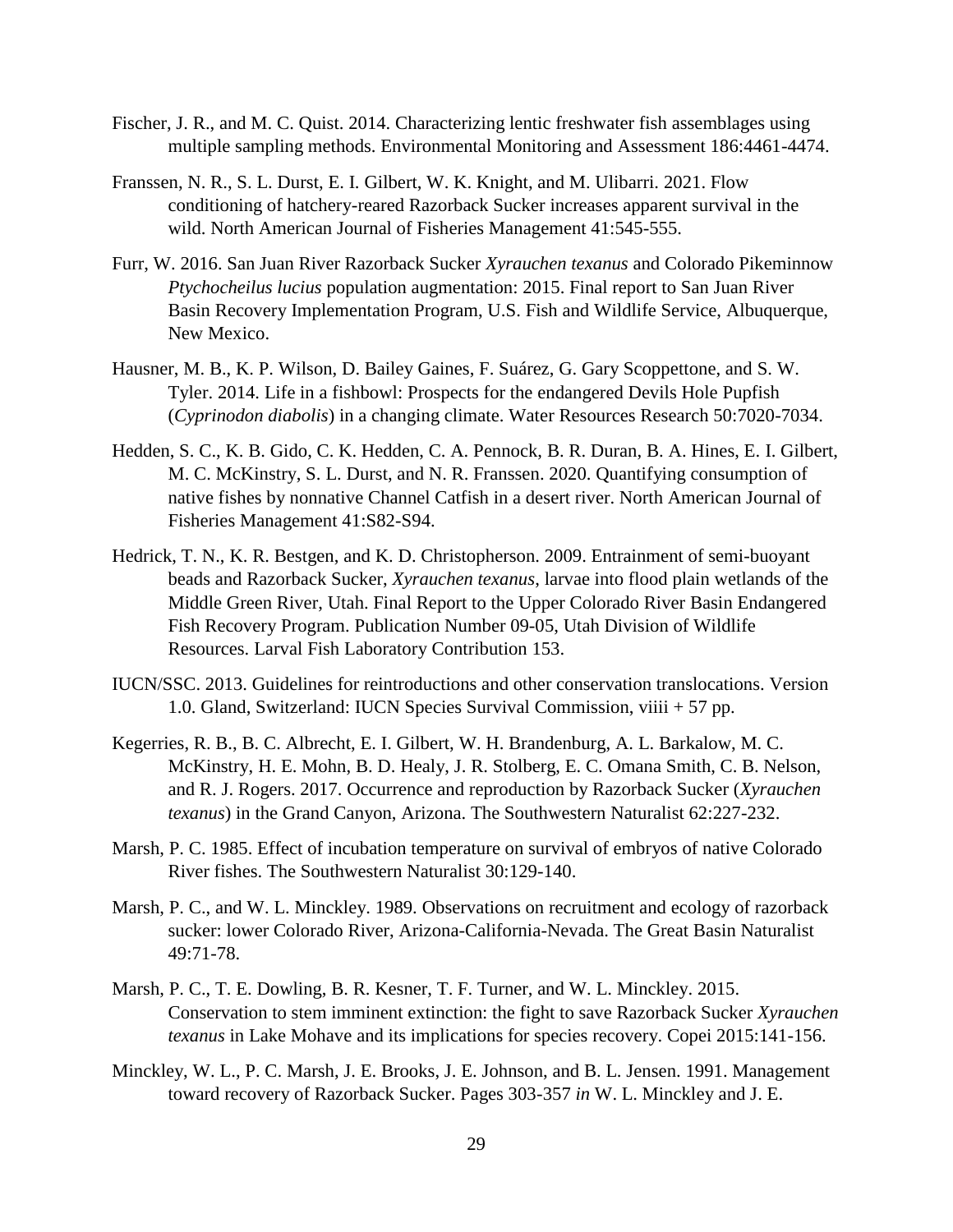Fischer, J. R., and M. C. Quist. 2014. Characterizing lentic freshwater fish assemblages using multiple sampling methods. Environmental Monitoring and Assessment 186:4461-4474.

Franssen, N. R., S. L. Durst, E. I. Gilbert, W. K. Knight, and M. Ulibarri. 2021. Flow conditioning of hatchery-reared Razorback Sucker increases apparent survival in the wild. North American Journal of Fisheries Management 41:545-555.

Furr, W. 2016. San Juan River Razorback Sucker *Xyrauchen texanus* and Colorado Pikeminnow *Ptychocheilus lucius* population augmentation: 2015. Final report to San Juan River Basin Recovery Implementation Program, U.S. Fish and Wildlife Service, Albuquerque, New Mexico.

Hausner, M. B., K. P. Wilson, D. Bailey Gaines, F. Suárez, G. Gary Scoppettone, and S. W. Tyler. 2014. Life in a fishbowl: Prospects for the endangered Devils Hole Pupfish (*Cyprinodon diabolis*) in a changing climate. Water Resources Research 50:7020-7034.

Hedden, S. C., K. B. Gido, C. K. Hedden, C. A. Pennock, B. R. Duran, B. A. Hines, E. I. Gilbert, M. C. McKinstry, S. L. Durst, and N. R. Franssen. 2020. Quantifying consumption of native fishes by nonnative Channel Catfish in a desert river. North American Journal of Fisheries Management 41:S82-S94.

Hedrick, T. N., K. R. Bestgen, and K. D. Christopherson. 2009. Entrainment of semi-buoyant beads and Razorback Sucker, *Xyrauchen texanus*, larvae into flood plain wetlands of the Middle Green River, Utah. Final Report to the Upper Colorado River Basin Endangered Fish Recovery Program. Publication Number 09-05, Utah Division of Wildlife Resources. Larval Fish Laboratory Contribution 153.

IUCN/SSC. 2013. Guidelines for reintroductions and other conservation translocations. Version 1.0. Gland, Switzerland: IUCN Species Survival Commission, viiii + 57 pp.

Kegerries, R. B., B. C. Albrecht, E. I. Gilbert, W. H. Brandenburg, A. L. Barkalow, M. C. McKinstry, H. E. Mohn, B. D. Healy, J. R. Stolberg, E. C. Omana Smith, C. B. Nelson, and R. J. Rogers. 2017. Occurrence and reproduction by Razorback Sucker (*Xyrauchen texanus*) in the Grand Canyon, Arizona. The Southwestern Naturalist 62:227-232.

Marsh, P. C. 1985. Effect of incubation temperature on survival of embryos of native Colorado River fishes. The Southwestern Naturalist 30:129-140.

Marsh, P. C., and W. L. Minckley. 1989. Observations on recruitment and ecology of razorback sucker: lower Colorado River, Arizona-California-Nevada. The Great Basin Naturalist 49:71-78.

Marsh, P. C., T. E. Dowling, B. R. Kesner, T. F. Turner, and W. L. Minckley. 2015. Conservation to stem imminent extinction: the fight to save Razorback Sucker *Xyrauchen texanus* in Lake Mohave and its implications for species recovery. Copei 2015:141-156.

Minckley, W. L., P. C. Marsh, J. E. Brooks, J. E. Johnson, and B. L. Jensen. 1991. Management toward recovery of Razorback Sucker. Pages 303-357 *in* W. L. Minckley and J. E.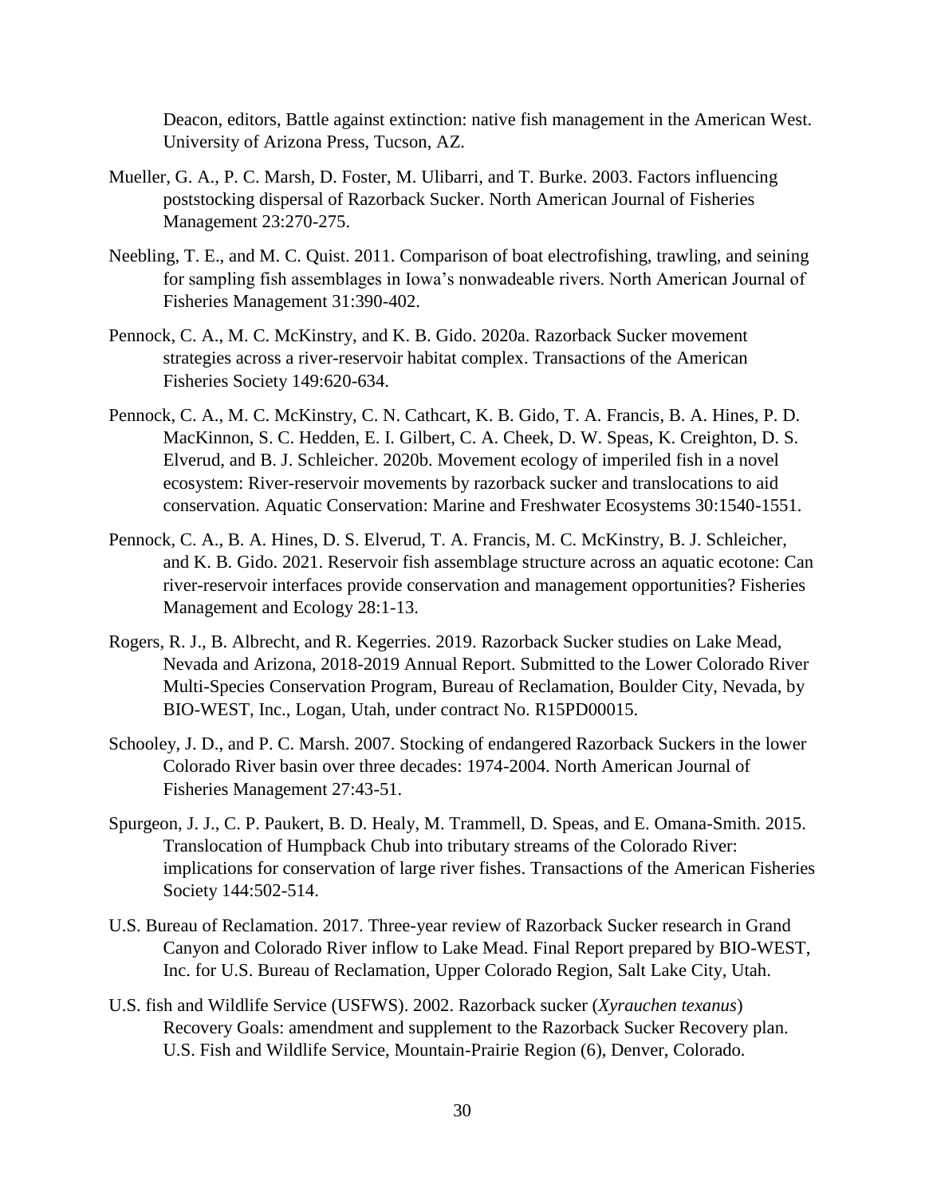Deacon, editors, Battle against extinction: native fish management in the American West. University of Arizona Press, Tucson, AZ.

Mueller, G. A., P. C. Marsh, D. Foster, M. Ulibarri, and T. Burke. 2003. Factors influencing poststocking dispersal of Razorback Sucker. North American Journal of Fisheries Management 23:270-275.

Neebling, T. E., and M. C. Quist. 2011. Comparison of boat electrofishing, trawling, and seining for sampling fish assemblages in Iowa's nonwadeable rivers. North American Journal of Fisheries Management 31:390-402.

Pennock, C. A., M. C. McKinstry, and K. B. Gido. 2020a. Razorback Sucker movement strategies across a river-reservoir habitat complex. Transactions of the American Fisheries Society 149:620-634.

Pennock, C. A., M. C. McKinstry, C. N. Cathcart, K. B. Gido, T. A. Francis, B. A. Hines, P. D. MacKinnon, S. C. Hedden, E. I. Gilbert, C. A. Cheek, D. W. Speas, K. Creighton, D. S. Elverud, and B. J. Schleicher. 2020b. Movement ecology of imperiled fish in a novel ecosystem: River-reservoir movements by razorback sucker and translocations to aid conservation. Aquatic Conservation: Marine and Freshwater Ecosystems 30:1540-1551.

Pennock, C. A., B. A. Hines, D. S. Elverud, T. A. Francis, M. C. McKinstry, B. J. Schleicher, and K. B. Gido. 2021. Reservoir fish assemblage structure across an aquatic ecotone: Can river-reservoir interfaces provide conservation and management opportunities? Fisheries Management and Ecology 28:1-13.

Rogers, R. J., B. Albrecht, and R. Kegerries. 2019. Razorback Sucker studies on Lake Mead, Nevada and Arizona, 2018-2019 Annual Report. Submitted to the Lower Colorado River Multi-Species Conservation Program, Bureau of Reclamation, Boulder City, Nevada, by BIO-WEST, Inc., Logan, Utah, under contract No. R15PD00015.

Schooley, J. D., and P. C. Marsh. 2007. Stocking of endangered Razorback Suckers in the lower Colorado River basin over three decades: 1974-2004. North American Journal of Fisheries Management 27:43-51.

Spurgeon, J. J., C. P. Paukert, B. D. Healy, M. Trammell, D. Speas, and E. Omana-Smith. 2015. Translocation of Humpback Chub into tributary streams of the Colorado River: implications for conservation of large river fishes. Transactions of the American Fisheries Society 144:502-514.

U.S. Bureau of Reclamation. 2017. Three-year review of Razorback Sucker research in Grand Canyon and Colorado River inflow to Lake Mead. Final Report prepared by BIO-WEST, Inc. for U.S. Bureau of Reclamation, Upper Colorado Region, Salt Lake City, Utah.

U.S. fish and Wildlife Service (USFWS). 2002. Razorback sucker (*Xyrauchen texanus*) Recovery Goals: amendment and supplement to the Razorback Sucker Recovery plan. U.S. Fish and Wildlife Service, Mountain-Prairie Region (6), Denver, Colorado.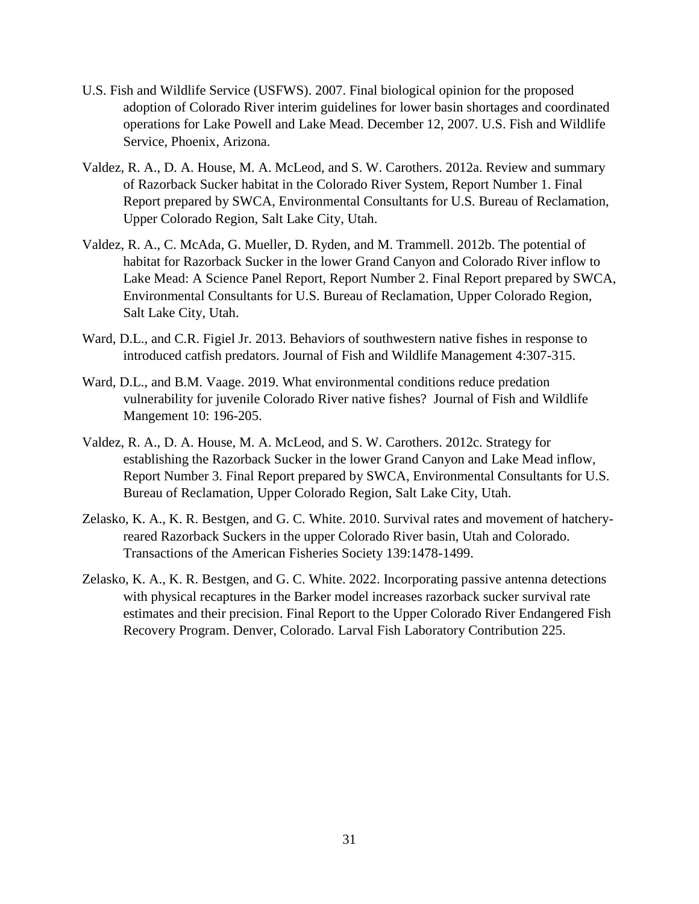U.S. Fish and Wildlife Service (USFWS). 2007. Final biological opinion for the proposed adoption of Colorado River interim guidelines for lower basin shortages and coordinated operations for Lake Powell and Lake Mead. December 12, 2007. U.S. Fish and Wildlife Service, Phoenix, Arizona.

Valdez, R. A., D. A. House, M. A. McLeod, and S. W. Carothers. 2012a. Review and summary of Razorback Sucker habitat in the Colorado River System, Report Number 1. Final Report prepared by SWCA, Environmental Consultants for U.S. Bureau of Reclamation, Upper Colorado Region, Salt Lake City, Utah.

Valdez, R. A., C. McAda, G. Mueller, D. Ryden, and M. Trammell. 2012b. The potential of habitat for Razorback Sucker in the lower Grand Canyon and Colorado River inflow to Lake Mead: A Science Panel Report, Report Number 2. Final Report prepared by SWCA, Environmental Consultants for U.S. Bureau of Reclamation, Upper Colorado Region, Salt Lake City, Utah.

Ward, D.L., and C.R. Figiel Jr. 2013. Behaviors of southwestern native fishes in response to introduced catfish predators. Journal of Fish and Wildlife Management 4:307-315.

Ward, D.L., and B.M. Vaage. 2019. What environmental conditions reduce predation vulnerability for juvenile Colorado River native fishes? Journal of Fish and Wildlife Mangement 10: 196-205.

Valdez, R. A., D. A. House, M. A. McLeod, and S. W. Carothers. 2012c. Strategy for establishing the Razorback Sucker in the lower Grand Canyon and Lake Mead inflow, Report Number 3. Final Report prepared by SWCA, Environmental Consultants for U.S. Bureau of Reclamation, Upper Colorado Region, Salt Lake City, Utah.

Zelasko, K. A., K. R. Bestgen, and G. C. White. 2010. Survival rates and movement of hatchery-reared Razorback Suckers in the upper Colorado River basin, Utah and Colorado. Transactions of the American Fisheries Society 139:1478-1499.

Zelasko, K. A., K. R. Bestgen, and G. C. White. 2022. Incorporating passive antenna detections with physical recaptures in the Barker model increases razorback sucker survival rate estimates and their precision. Final Report to the Upper Colorado River Endangered Fish Recovery Program. Denver, Colorado. Larval Fish Laboratory Contribution 225.